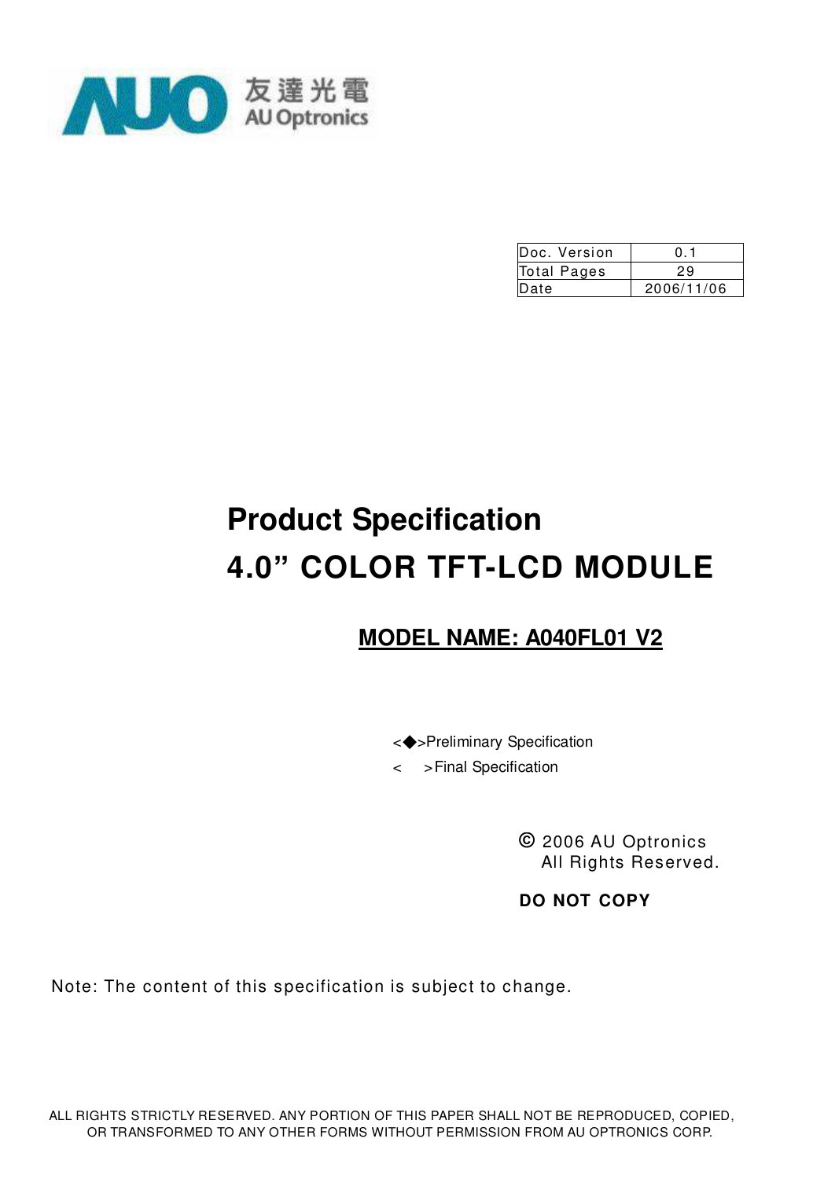友達光電
AU Optronics

| Doc. Version | 0.1 |
| --- | --- |
| Total Pages | 29 |
| Date | 2006/11/06 |

# Product Specification

# 4.0" COLOR TFT-LCD MODULE

## MODEL NAME: A040FL01 V2

<◆>Preliminary Specification

< >Final Specification

© 2006 AU Optronics
All Rights Reserved.

**DO NOT COPY**

Note: The content of this specification is subject to change.

ALL RIGHTS STRICTLY RESERVED. ANY PORTION OF THIS PAPER SHALL NOT BE REPRODUCED, COPIED, OR TRANSFORMED TO ANY OTHER FORMS WITHOUT PERMISSION FROM AU OPTRONICS CORP.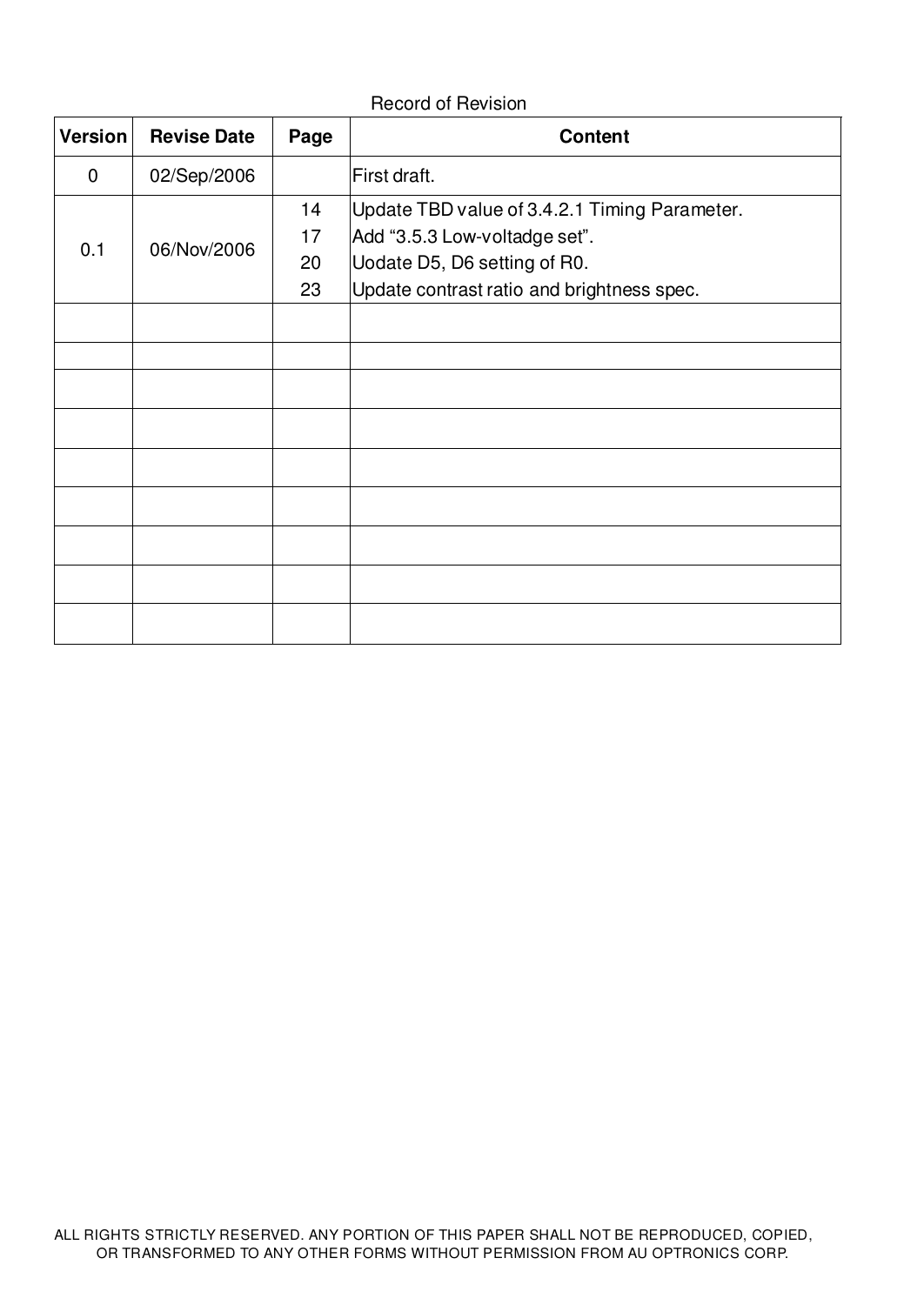Record of Revision

| Version | Revise Date | Page | Content |
|---|---|---|---|
| 0 | 02/Sep/2006 | | First draft. |
| 0.1 | 06/Nov/2006 | 14<br>17<br>20<br>23 | Update TBD value of 3.4.2.1 Timing Parameter.<br>Add “3.5.3 Low-voltadge set”.<br>Uodate D5, D6 setting of R0.<br>Update contrast ratio and brightness spec. |
| | | | |
| | | | |
| | | | |
| | | | |
| | | | |
| | | | |
| | | | |
| | | | |
| | | | |

ALL RIGHTS STRICTLY RESERVED. ANY PORTION OF THIS PAPER SHALL NOT BE REPRODUCED, COPIED, OR TRANSFORMED TO ANY OTHER FORMS WITHOUT PERMISSION FROM AU OPTRONICS CORP.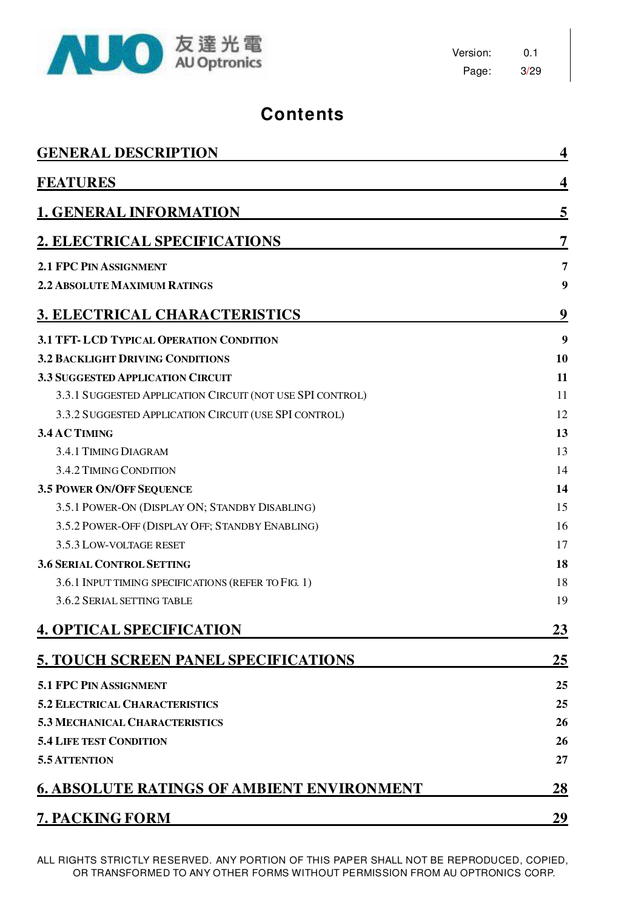# Contents

| | |
|---|---|
| **GENERAL DESCRIPTION** | **4** |
| **FEATURES** | **4** |
| **1. GENERAL INFORMATION** | **5** |
| **2. ELECTRICAL SPECIFICATIONS** | **7** |
| **2.1 FPC PIN ASSIGNMENT** | **7** |
| **2.2 ABSOLUTE MAXIMUM RATINGS** | **9** |
| **3. ELECTRICAL CHARACTERISTICS** | **9** |
| **3.1 TFT- LCD TYPICAL OPERATION CONDITION** | **9** |
| **3.2 BACKLIGHT DRIVING CONDITIONS** | **10** |
| **3.3 SUGGESTED APPLICATION CIRCUIT** | **11** |
| 3.3.1 SUGGESTED APPLICATION CIRCUIT (NOT USE SPI CONTROL) | 11 |
| 3.3.2 SUGGESTED APPLICATION CIRCUIT (USE SPI CONTROL) | 12 |
| **3.4 AC TIMING** | **13** |
| 3.4.1 TIMING DIAGRAM | 13 |
| 3.4.2 TIMING CONDITION | 14 |
| **3.5 POWER ON/OFF SEQUENCE** | **14** |
| 3.5.1 POWER-ON (DISPLAY ON; STANDBY DISABLING) | 15 |
| 3.5.2 POWER-OFF (DISPLAY OFF; STANDBY ENABLING) | 16 |
| 3.5.3 LOW-VOLTAGE RESET | 17 |
| **3.6 SERIAL CONTROL SETTING** | **18** |
| 3.6.1 INPUT TIMING SPECIFICATIONS (REFER TO FIG. 1) | 18 |
| 3.6.2 SERIAL SETTING TABLE | 19 |
| **4. OPTICAL SPECIFICATION** | **23** |
| **5. TOUCH SCREEN PANEL SPECIFICATIONS** | **25** |
| **5.1 FPC PIN ASSIGNMENT** | **25** |
| **5.2 ELECTRICAL CHARACTERISTICS** | **25** |
| **5.3 MECHANICAL CHARACTERISTICS** | **26** |
| **5.4 LIFE TEST CONDITION** | **26** |
| **5.5 ATTENTION** | **27** |
| **6. ABSOLUTE RATINGS OF AMBIENT ENVIRONMENT** | **28** |
| **7. PACKING FORM** | **29** |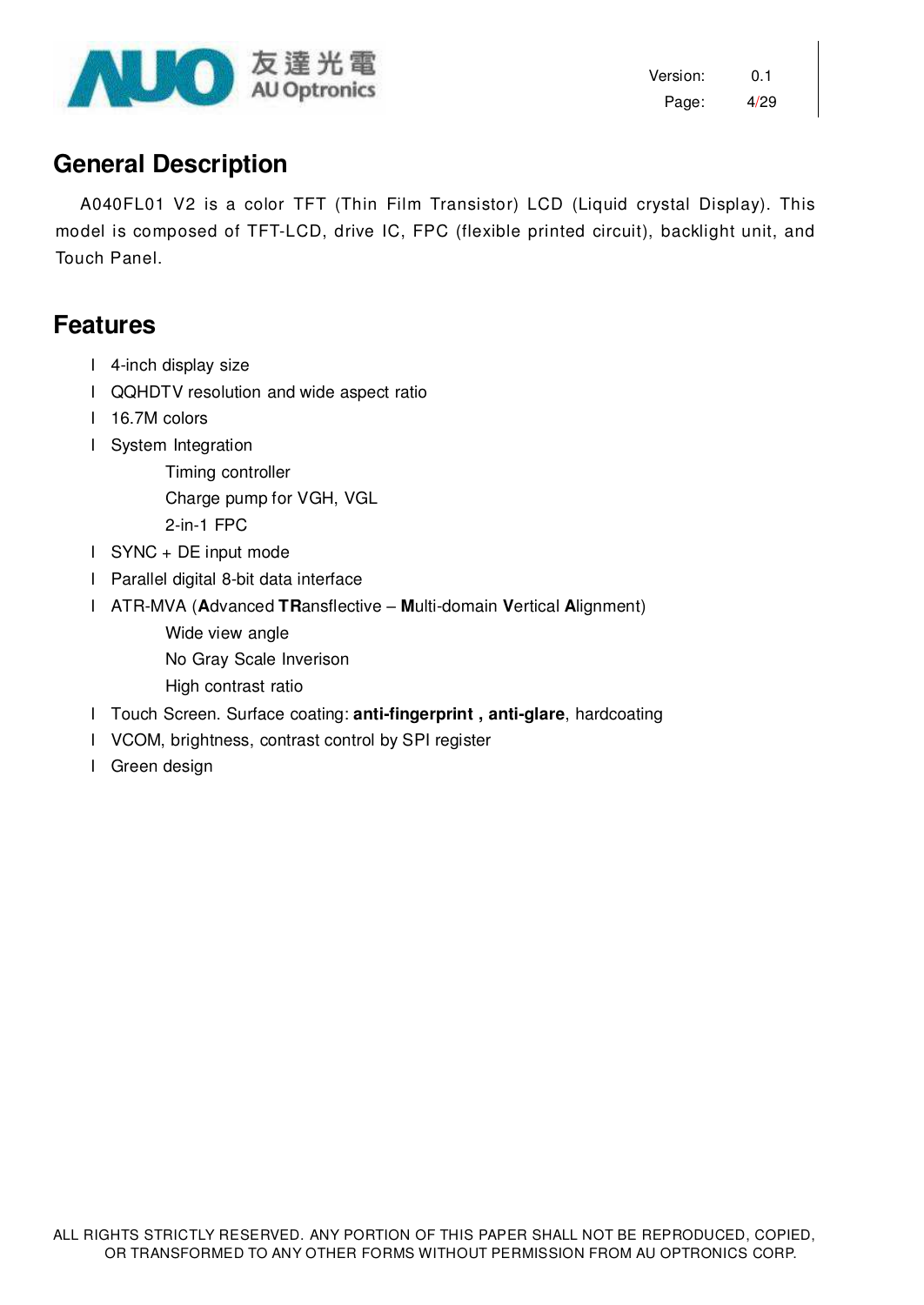## General Description

A040FL01 V2 is a color TFT (Thin Film Transistor) LCD (Liquid crystal Display). This model is composed of TFT-LCD, drive IC, FPC (flexible printed circuit), backlight unit, and Touch Panel.

## Features

- 4-inch display size
- QQHDTV resolution and wide aspect ratio
- 16.7M colors
- System Integration
  - Timing controller
  - Charge pump for VGH, VGL
  - 2-in-1 FPC
- SYNC + DE input mode
- Parallel digital 8-bit data interface
- ATR-MVA (**A**dvanced **TR**ansflective – **M**ulti-domain **V**ertical **A**lignment)
  - Wide view angle
  - No Gray Scale Inverison
  - High contrast ratio
- Touch Screen. Surface coating: **anti-fingerprint , anti-glare**, hardcoating
- VCOM, brightness, contrast control by SPI register
- Green design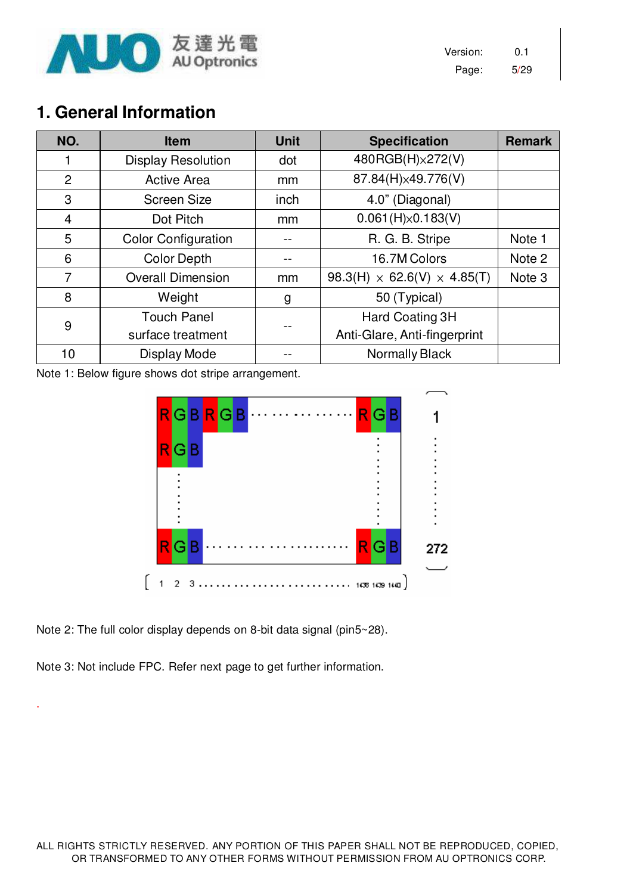# 1. General Information

| NO. | Item | Unit | Specification | Remark |
|---|---|---|---|---|
| 1 | Display Resolution | dot | 480RGB(H)x272(V) | |
| 2 | Active Area | mm | 87.84(H)x49.776(V) | |
| 3 | Screen Size | inch | 4.0" (Diagonal) | |
| 4 | Dot Pitch | mm | 0.061(H)x0.183(V) | |
| 5 | Color Configuration | -- | R. G. B. Stripe | Note 1 |
| 6 | Color Depth | -- | 16.7M Colors | Note 2 |
| 7 | Overall Dimension | mm | 98.3(H) x 62.6(V) x 4.85(T) | Note 3 |
| 8 | Weight | g | 50 (Typical) | |
| 9 | Touch Panel surface treatment | -- | Hard Coating 3H Anti-Glare, Anti-fingerprint | |
| 10 | Display Mode | -- | Normally Black | |

Note 1: Below figure shows dot stripe arrangement.

```
RGB RGB ............ RGB     1
RGB                    :     :
 :                     :     :
RGB ................ RGB   272
[ 1 2 3 ................ 1438 1439 1440 ]
```

Note 2: The full color display depends on 8-bit data signal (pin5~28).

Note 3: Not include FPC. Refer next page to get further information.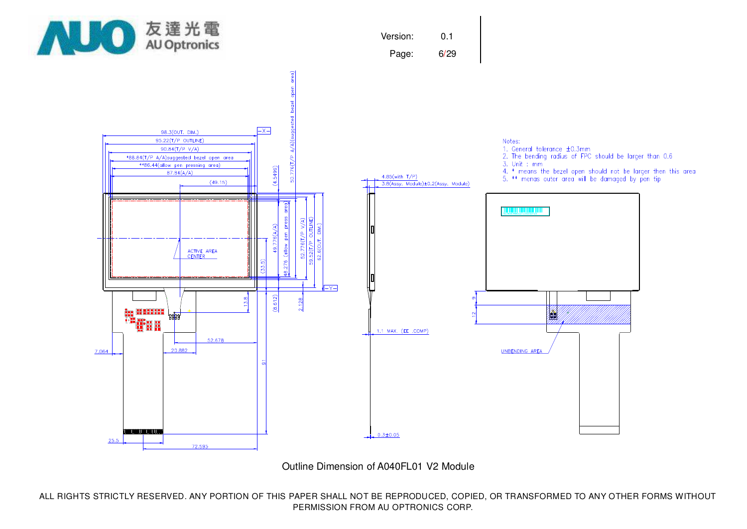Notes:

1. General tolerance ±0.3mm
2. The bending radius of FPC should be larger than 0.6
3. Unit : mm
4. * means the bezel open should not be larger then this area
5. ** menas outer area will be damaged by pen tip

Outline Dimension of A040FL01 V2 Module

ALL RIGHTS STRICTLY RESERVED. ANY PORTION OF THIS PAPER SHALL NOT BE REPRODUCED, COPIED, OR TRANSFORMED TO ANY OTHER FORMS WITHOUT PERMISSION FROM AU OPTRONICS CORP.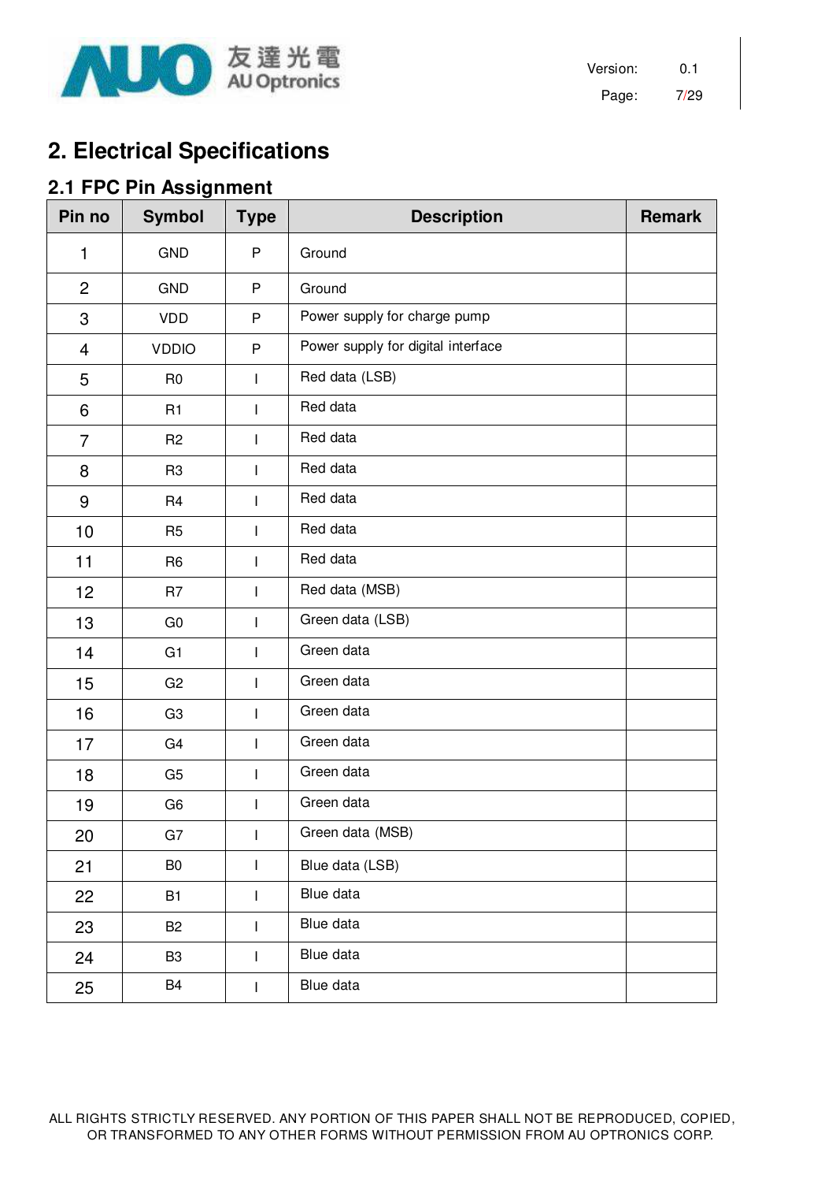# 2. Electrical Specifications

## 2.1 FPC Pin Assignment

| Pin no | Symbol | Type | Description | Remark |
|---|---|---|---|---|
| 1 | GND | P | Ground | |
| 2 | GND | P | Ground | |
| 3 | VDD | P | Power supply for charge pump | |
| 4 | VDDIO | P | Power supply for digital interface | |
| 5 | R0 | I | Red data (LSB) | |
| 6 | R1 | I | Red data | |
| 7 | R2 | I | Red data | |
| 8 | R3 | I | Red data | |
| 9 | R4 | I | Red data | |
| 10 | R5 | I | Red data | |
| 11 | R6 | I | Red data | |
| 12 | R7 | I | Red data (MSB) | |
| 13 | G0 | I | Green data (LSB) | |
| 14 | G1 | I | Green data | |
| 15 | G2 | I | Green data | |
| 16 | G3 | I | Green data | |
| 17 | G4 | I | Green data | |
| 18 | G5 | I | Green data | |
| 19 | G6 | I | Green data | |
| 20 | G7 | I | Green data (MSB) | |
| 21 | B0 | I | Blue data (LSB) | |
| 22 | B1 | I | Blue data | |
| 23 | B2 | I | Blue data | |
| 24 | B3 | I | Blue data | |
| 25 | B4 | I | Blue data | |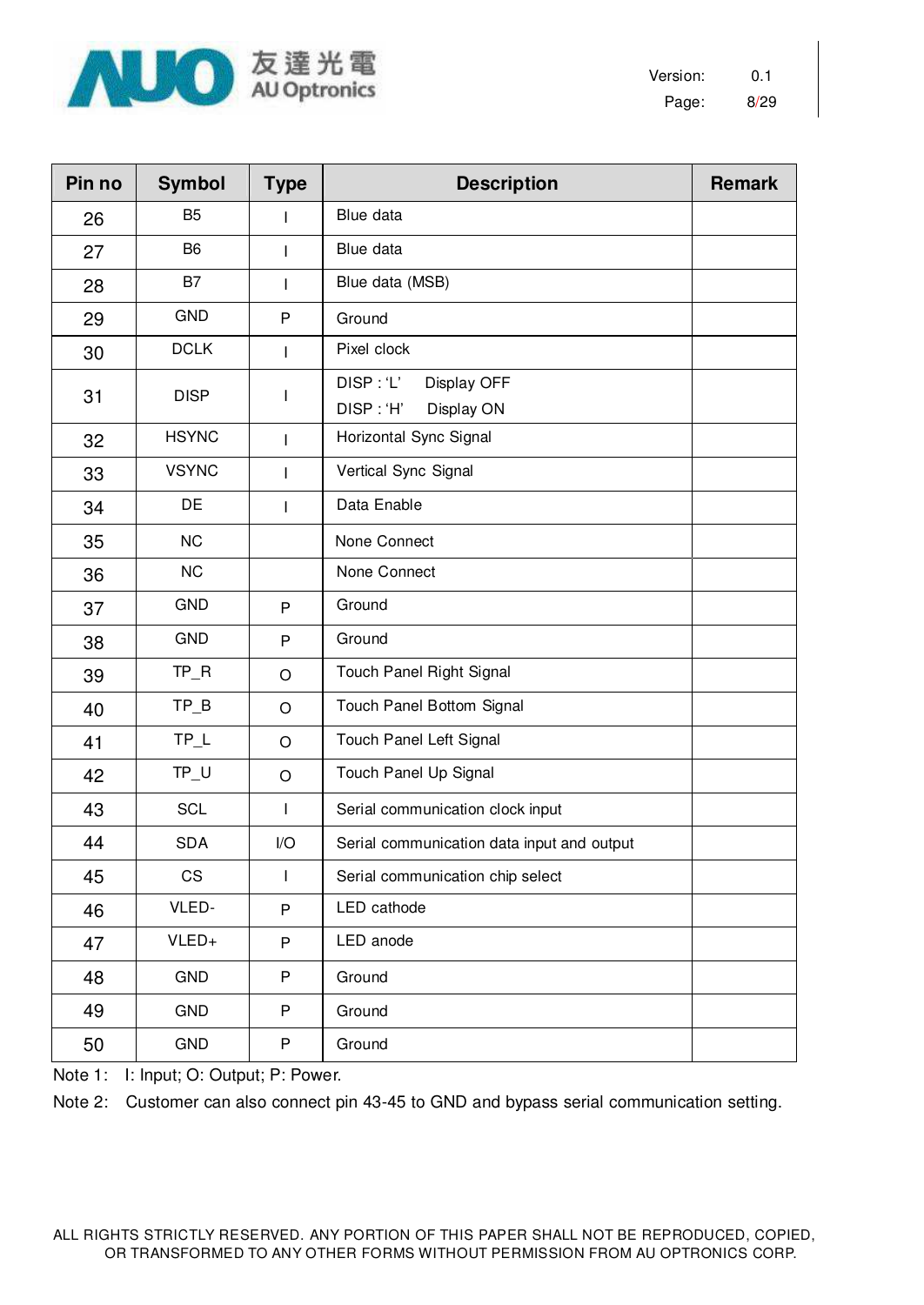| Pin no | Symbol | Type | Description | Remark |
|---|---|---|---|---|
| 26 | B5 | I | Blue data | |
| 27 | B6 | I | Blue data | |
| 28 | B7 | I | Blue data (MSB) | |
| 29 | GND | P | Ground | |
| 30 | DCLK | I | Pixel clock | |
| 31 | DISP | I | DISP : 'L' Display OFF<br>DISP : 'H' Display ON | |
| 32 | HSYNC | I | Horizontal Sync Signal | |
| 33 | VSYNC | I | Vertical Sync Signal | |
| 34 | DE | I | Data Enable | |
| 35 | NC | | None Connect | |
| 36 | NC | | None Connect | |
| 37 | GND | P | Ground | |
| 38 | GND | P | Ground | |
| 39 | TP_R | O | Touch Panel Right Signal | |
| 40 | TP_B | O | Touch Panel Bottom Signal | |
| 41 | TP_L | O | Touch Panel Left Signal | |
| 42 | TP_U | O | Touch Panel Up Signal | |
| 43 | SCL | I | Serial communication clock input | |
| 44 | SDA | I/O | Serial communication data input and output | |
| 45 | CS | I | Serial communication chip select | |
| 46 | VLED- | P | LED cathode | |
| 47 | VLED+ | P | LED anode | |
| 48 | GND | P | Ground | |
| 49 | GND | P | Ground | |
| 50 | GND | P | Ground | |

Note 1: I: Input; O: Output; P: Power.

Note 2: Customer can also connect pin 43-45 to GND and bypass serial communication setting.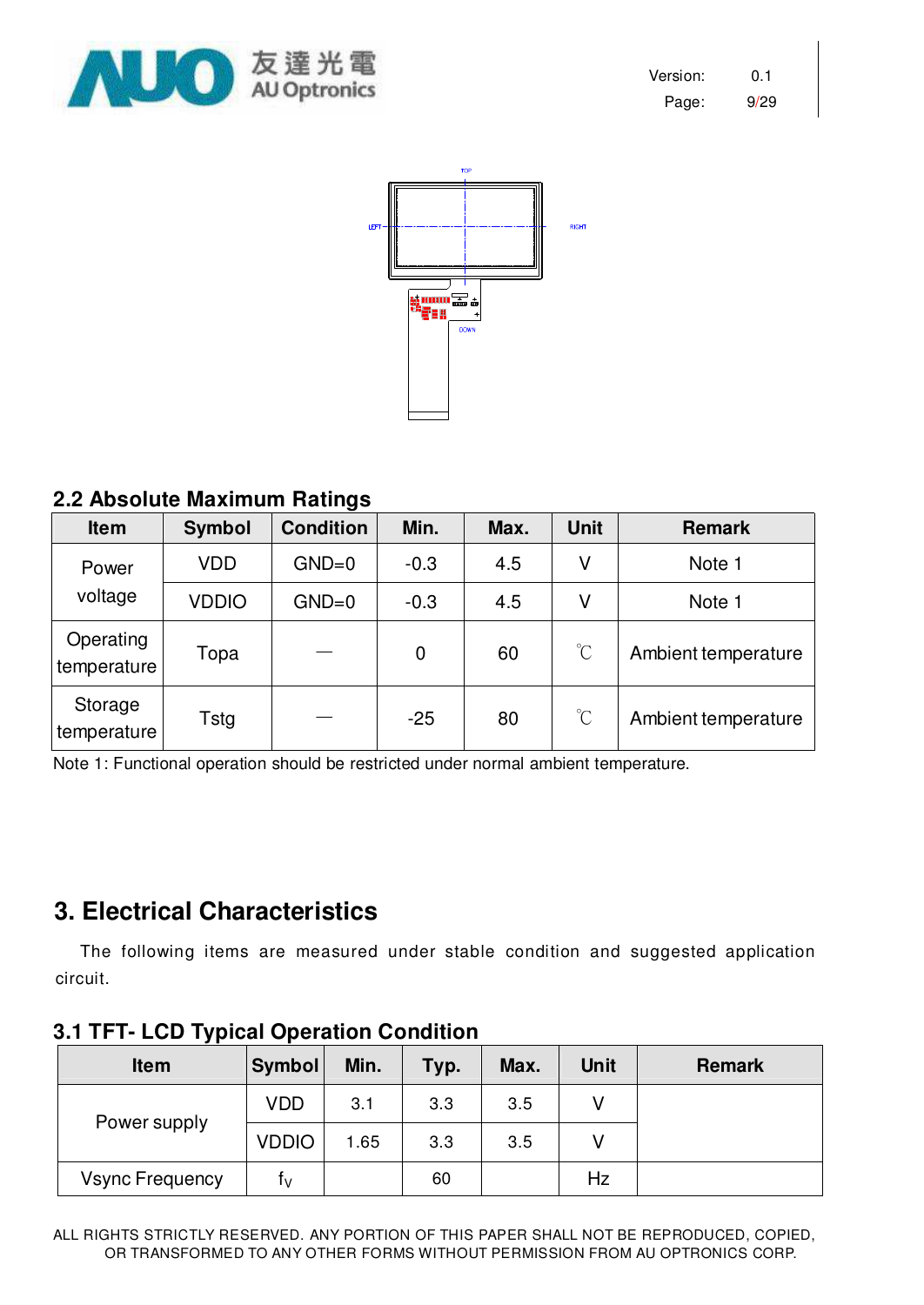## 2.2 Absolute Maximum Ratings

| Item | Symbol | Condition | Min. | Max. | Unit | Remark |
|---|---|---|---|---|---|---|
| Power voltage | VDD | GND=0 | -0.3 | 4.5 | V | Note 1 |
| | VDDIO | GND=0 | -0.3 | 4.5 | V | Note 1 |
| Operating temperature | Topa | — | 0 | 60 | ℃ | Ambient temperature |
| Storage temperature | Tstg | — | -25 | 80 | ℃ | Ambient temperature |

Note 1: Functional operation should be restricted under normal ambient temperature.

# 3. Electrical Characteristics

The following items are measured under stable condition and suggested application circuit.

## 3.1 TFT- LCD Typical Operation Condition

| Item | Symbol | Min. | Typ. | Max. | Unit | Remark |
|---|---|---|---|---|---|---|
| Power supply | VDD | 3.1 | 3.3 | 3.5 | V | |
| | VDDIO | 1.65 | 3.3 | 3.5 | V | |
| Vsync Frequency | $f_V$ | | 60 | | Hz | |

ALL RIGHTS STRICTLY RESERVED. ANY PORTION OF THIS PAPER SHALL NOT BE REPRODUCED, COPIED, OR TRANSFORMED TO ANY OTHER FORMS WITHOUT PERMISSION FROM AU OPTRONICS CORP.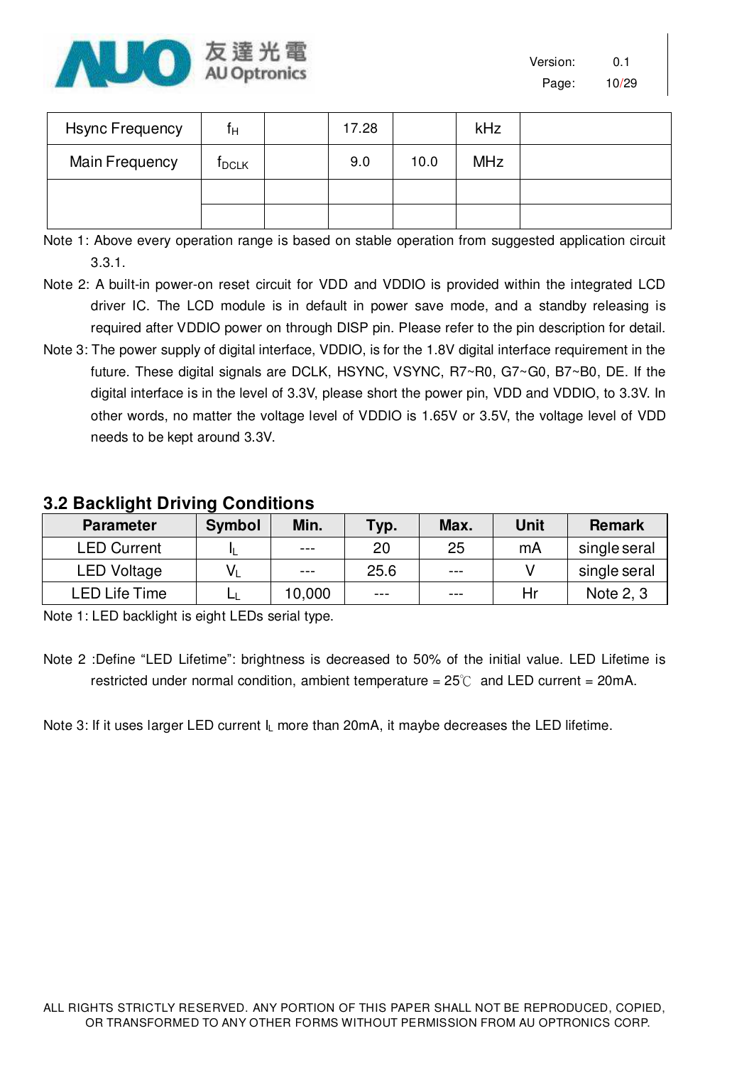| Hsync Frequency | $f_H$ | | 17.28 | | kHz | |
|---|---|---|---|---|---|---|
| Main Frequency | $f_{DCLK}$ | | 9.0 | 10.0 | MHz | |
| | | | | | | |
| | | | | | | |

Note 1: Above every operation range is based on stable operation from suggested application circuit 3.3.1.

Note 2: A built-in power-on reset circuit for VDD and VDDIO is provided within the integrated LCD driver IC. The LCD module is in default in power save mode, and a standby releasing is required after VDDIO power on through DISP pin. Please refer to the pin description for detail.

Note 3: The power supply of digital interface, VDDIO, is for the 1.8V digital interface requirement in the future. These digital signals are DCLK, HSYNC, VSYNC, R7~R0, G7~G0, B7~B0, DE. If the digital interface is in the level of 3.3V, please short the power pin, VDD and VDDIO, to 3.3V. In other words, no matter the voltage level of VDDIO is 1.65V or 3.5V, the voltage level of VDD needs to be kept around 3.3V.

## 3.2 Backlight Driving Conditions

| Parameter | Symbol | Min. | Typ. | Max. | Unit | Remark |
|---|---|---|---|---|---|---|
| LED Current | $I_L$ | --- | 20 | 25 | mA | single seral |
| LED Voltage | $V_L$ | --- | 25.6 | --- | V | single seral |
| LED Life Time | $L_L$ | 10,000 | --- | --- | Hr | Note 2, 3 |

Note 1: LED backlight is eight LEDs serial type.

Note 2 :Define “LED Lifetime”: brightness is decreased to 50% of the initial value. LED Lifetime is restricted under normal condition, ambient temperature = 25℃ and LED current = 20mA.

Note 3: If it uses larger LED current $I_L$ more than 20mA, it maybe decreases the LED lifetime.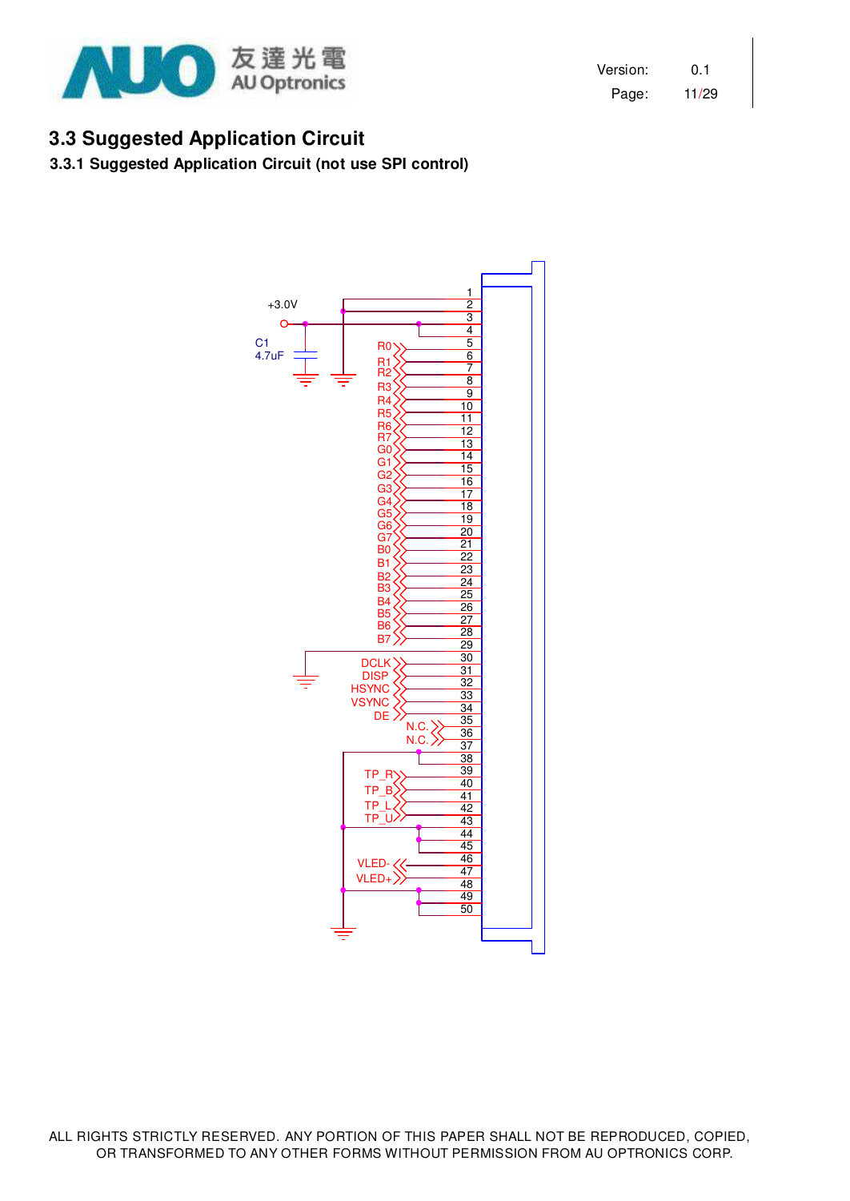## 3.3 Suggested Application Circuit

### 3.3.1 Suggested Application Circuit (not use SPI control)

+3.0V

C1
4.7uF

R0
R1
R2
R3
R4
R5
R6
R7
G0
G1
G2
G3
G4
G5
G6
G7
B0
B1
B2
B3
B4
B5
B6
B7

DCLK
DISP
HSYNC
VSYNC
DE
N.C.
N.C.

TP_R
TP_B
TP_L
TP_U

VLED-
VLED+

1
2
3
4
5
6
7
8
9
10
11
12
13
14
15
16
17
18
19
20
21
22
23
24
25
26
27
28
29
30
31
32
33
34
35
36
37
38
39
40
41
42
43
44
45
46
47
48
49
50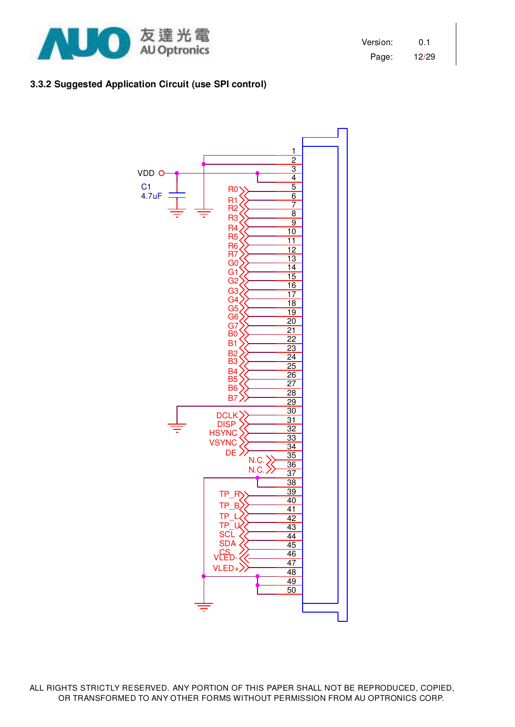### 3.3.2 Suggested Application Circuit (use SPI control)

VDD

C1
4.7uF

| Pin | Signal |
|---|---|
| 1 | |
| 2 | |
| 3 | VDD |
| 4 | VDD |
| 5 | R0 |
| 6 | R1 |
| 7 | R2 |
| 8 | R3 |
| 9 | R4 |
| 10 | R5 |
| 11 | R6 |
| 12 | R7 |
| 13 | G0 |
| 14 | G1 |
| 15 | G2 |
| 16 | G3 |
| 17 | G4 |
| 18 | G5 |
| 19 | G6 |
| 20 | G7 |
| 21 | B0 |
| 22 | B1 |
| 23 | B2 |
| 24 | B3 |
| 25 | B4 |
| 26 | B5 |
| 27 | B6 |
| 28 | B7 |
| 29 | GND |
| 30 | DCLK |
| 31 | DISP |
| 32 | HSYNC |
| 33 | VSYNC |
| 34 | DE |
| 35 | N.C. |
| 36 | N.C. |
| 37 | |
| 38 | |
| 39 | TP_R |
| 40 | TP_B |
| 41 | TP_L |
| 42 | TP_U |
| 43 | SCL |
| 44 | SDA |
| 45 | CS |
| 46 | VLED- |
| 47 | VLED+ |
| 48 | |
| 49 | |
| 50 | |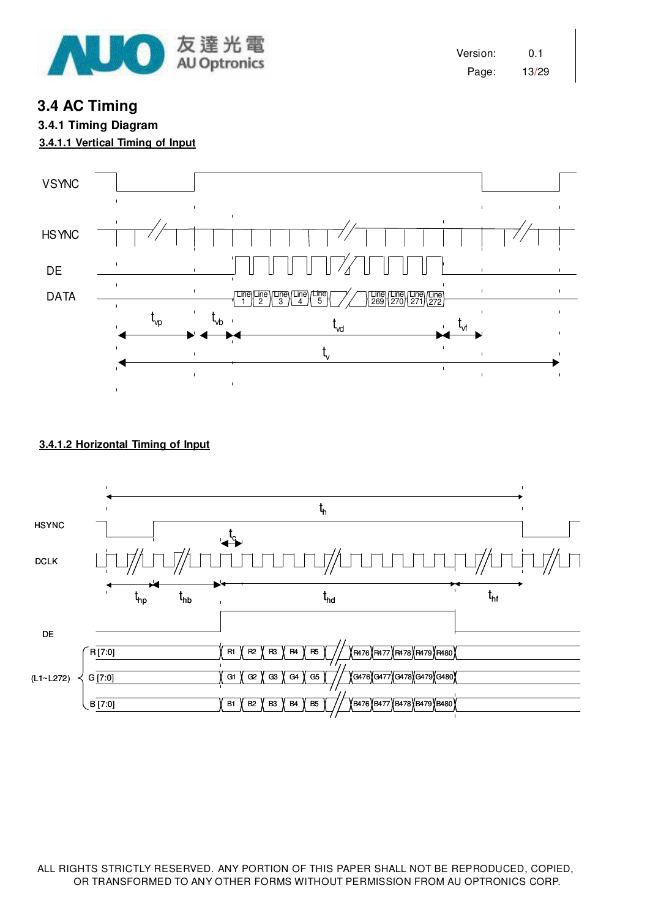## 3.4 AC Timing

### 3.4.1 Timing Diagram

#### 3.4.1.1 Vertical Timing of Input

VSYNC

HSYNC

DE

DATA

Line 1, Line 2, Line 3, Line 4, Line 5, Line 269, Line 270, Line 271, Line 272

$t_{vp}$ $t_{vb}$ $t_{vd}$ $t_{vf}$

$t_v$

#### 3.4.1.2 Horizontal Timing of Input

$t_h$

HSYNC

$t_c$

DCLK

$t_{hp}$ $t_{hb}$ $t_{hd}$ $t_{hf}$

DE

(L1~L272)

R [7:0]: R1, R2, R3, R4, R5, R476, R477, R478, R479, R480

G [7:0]: G1, G2, G3, G4, G5, G476, G477, G478, G479, G480

B [7:0]: B1, B2, B3, B4, B5, B476, B477, B478, B479, B480

ALL RIGHTS STRICTLY RESERVED. ANY PORTION OF THIS PAPER SHALL NOT BE REPRODUCED, COPIED, OR TRANSFORMED TO ANY OTHER FORMS WITHOUT PERMISSION FROM AU OPTRONICS CORP.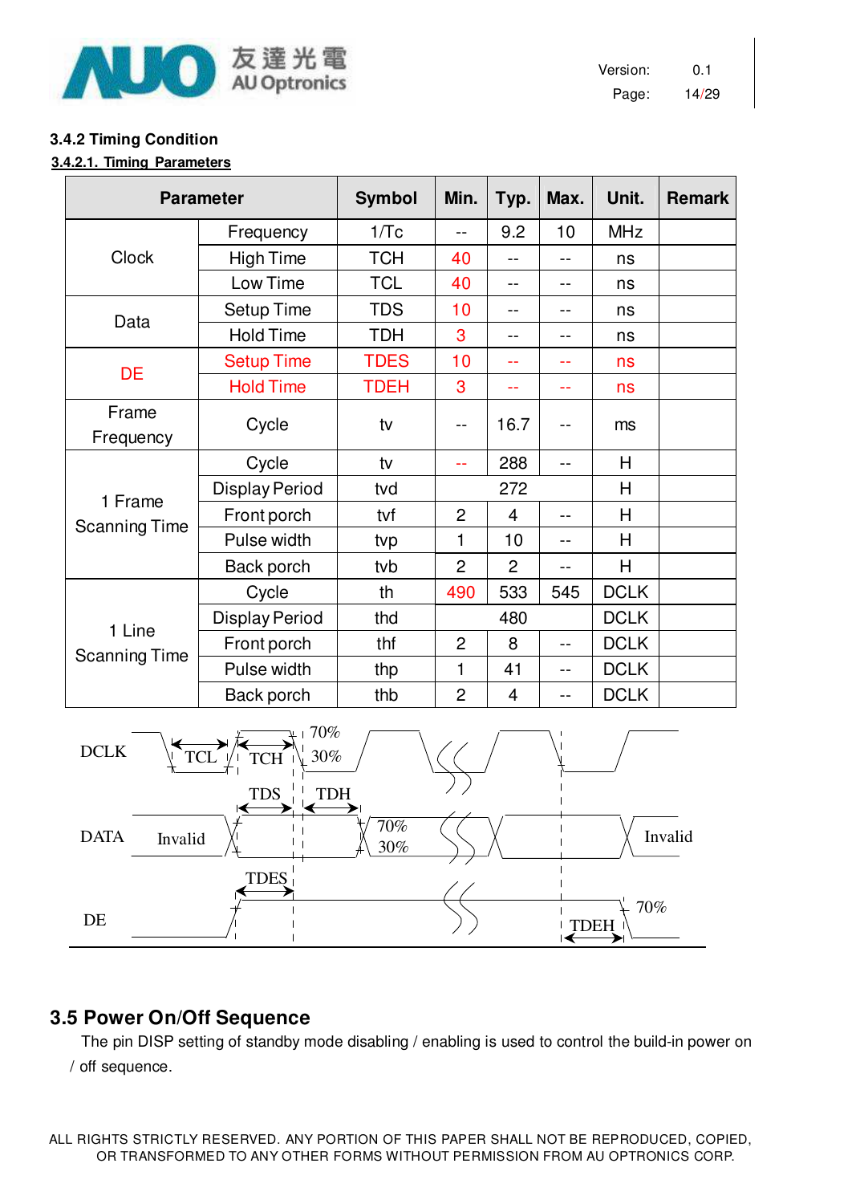### 3.4.2 Timing Condition

**3.4.2.1. Timing Parameters**

| Parameter | | Symbol | Min. | Typ. | Max. | Unit. | Remark |
|---|---|---|---|---|---|---|---|
| Clock | Frequency | 1/Tc | -- | 9.2 | 10 | MHz | |
| | High Time | TCH | 40 | -- | -- | ns | |
| | Low Time | TCL | 40 | -- | -- | ns | |
| Data | Setup Time | TDS | 10 | -- | -- | ns | |
| | Hold Time | TDH | 3 | -- | -- | ns | |
| DE | Setup Time | TDES | 10 | -- | -- | ns | |
| | Hold Time | TDEH | 3 | -- | -- | ns | |
| Frame Frequency | Cycle | tv | -- | 16.7 | -- | ms | |
| 1 Frame Scanning Time | Cycle | tv | -- | 288 | -- | H | |
| | Display Period | tvd | | 272 | | H | |
| | Front porch | tvf | 2 | 4 | -- | H | |
| | Pulse width | tvp | 1 | 10 | -- | H | |
| | Back porch | tvb | 2 | 2 | -- | H | |
| 1 Line Scanning Time | Cycle | th | 490 | 533 | 545 | DCLK | |
| | Display Period | thd | | 480 | | DCLK | |
| | Front porch | thf | 2 | 8 | -- | DCLK | |
| | Pulse width | thp | 1 | 41 | -- | DCLK | |
| | Back porch | thb | 2 | 4 | -- | DCLK | |

DCLK TCL TCH 70% 30%
TDS TDH
DATA Invalid 70% 30% Invalid
TDES
DE TDEH 70%

## 3.5 Power On/Off Sequence

The pin DISP setting of standby mode disabling / enabling is used to control the build-in power on / off sequence.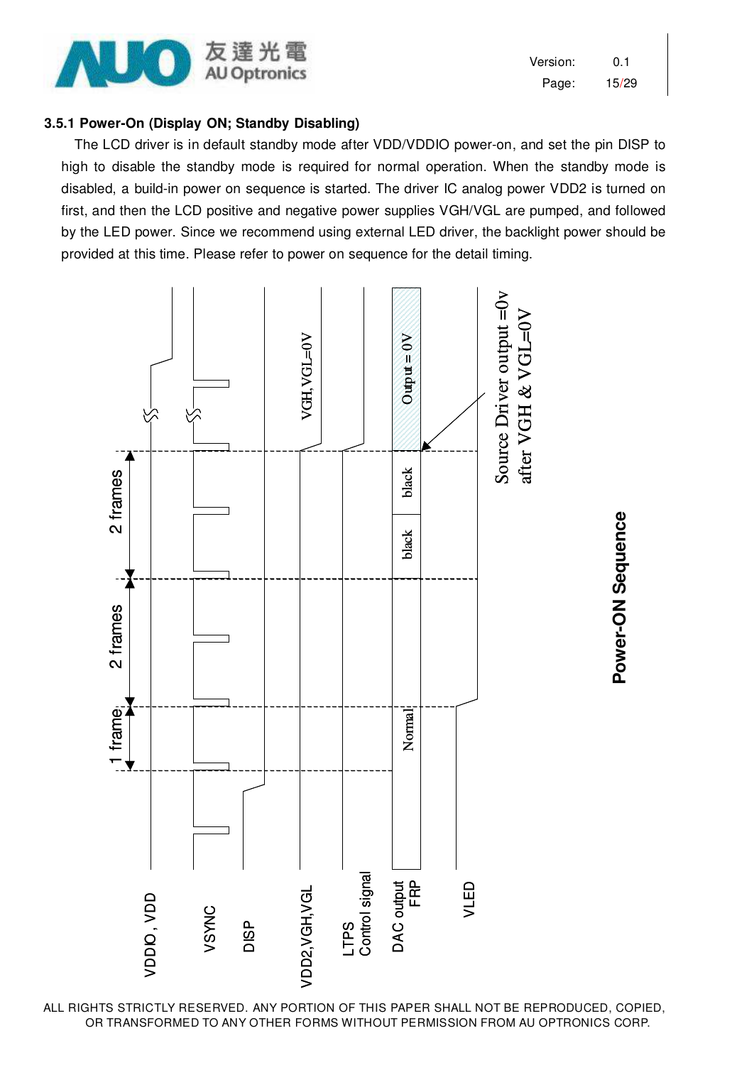### 3.5.1 Power-On (Display ON; Standby Disabling)

The LCD driver is in default standby mode after VDD/VDDIO power-on, and set the pin DISP to high to disable the standby mode is required for normal operation. When the standby mode is disabled, a build-in power on sequence is started. The driver IC analog power VDD2 is turned on first, and then the LCD positive and negative power supplies VGH/VGL are pumped, and followed by the LED power. Since we recommend using external LED driver, the backlight power should be provided at this time. Please refer to power on sequence for the detail timing.

VDDIO , VDD

VSYNC

DISP

VDD2,VGH,VGL

LTPS Control signal

DAC output FRP

VLED

1 frame

2 frames

2 frames

Normal

black

black

Output = 0V

VGH, VGL=0V

Source Driver output =0v after VGH & VGL=0V

**Power-ON Sequence**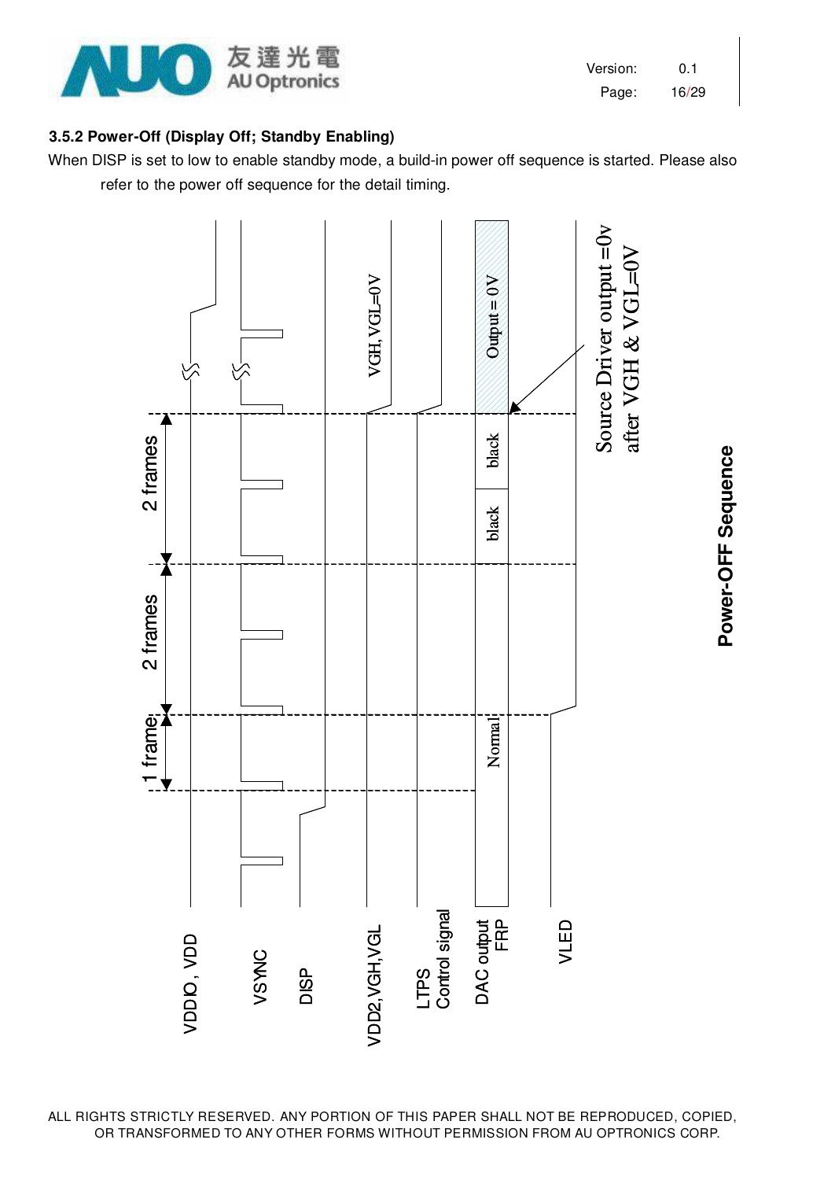### 3.5.2 Power-Off (Display Off; Standby Enabling)

When DISP is set to low to enable standby mode, a build-in power off sequence is started. Please also refer to the power off sequence for the detail timing.

VDDIO , VDD

VSYNC

DISP

VDD2,VGH,VGL

LTPS Control signal

DAC output FRP

VLED

1 frame

2 frames

2 frames

Normal

black

black

Output = 0V

VGH, VGL=0V

Source Driver output =0v after VGH & VGL=0V

**Power-OFF Sequence**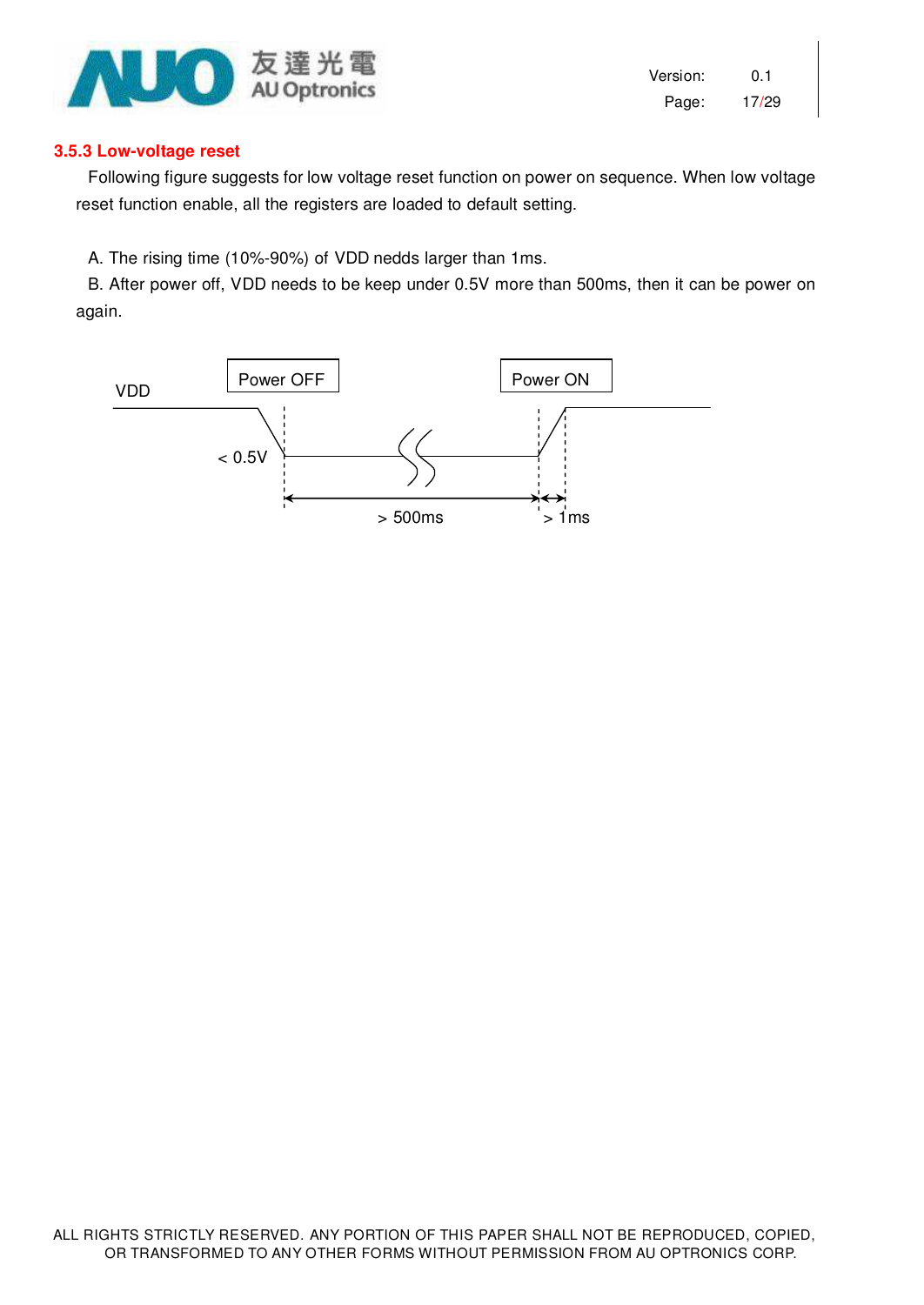### 3.5.3 Low-voltage reset

Following figure suggests for low voltage reset function on power on sequence. When low voltage reset function enable, all the registers are loaded to default setting.

A. The rising time (10%-90%) of VDD nedds larger than 1ms.

B. After power off, VDD needs to be keep under 0.5V more than 500ms, then it can be power on again.

VDD

Power OFF

Power ON

< 0.5V

> 500ms

> 1ms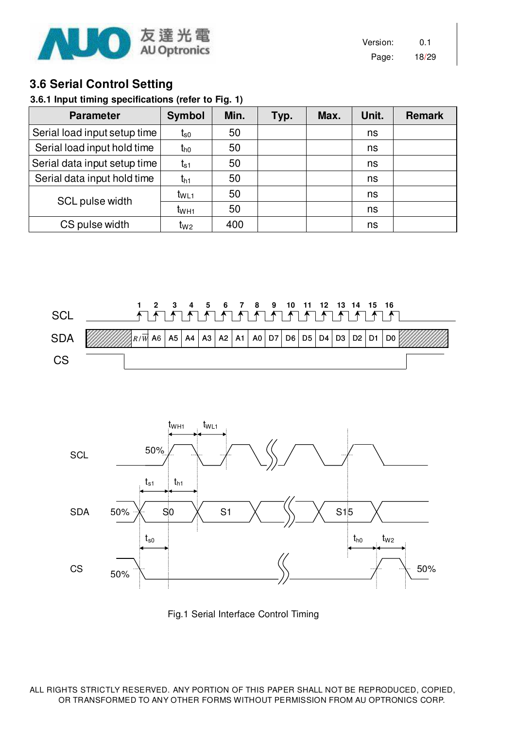## 3.6 Serial Control Setting

### 3.6.1 Input timing specifications (refer to Fig. 1)

| Parameter | Symbol | Min. | Typ. | Max. | Unit. | Remark |
|---|---|---|---|---|---|---|
| Serial load input setup time | $t_{s0}$ | 50 | | | ns | |
| Serial load input hold time | $t_{h0}$ | 50 | | | ns | |
| Serial data input setup time | $t_{s1}$ | 50 | | | ns | |
| Serial data input hold time | $t_{h1}$ | 50 | | | ns | |
| SCL pulse width | $t_{WL1}$ | 50 | | | ns | |
| | $t_{WH1}$ | 50 | | | ns | |
| CS pulse width | $t_{W2}$ | 400 | | | ns | |

Fig.1 Serial Interface Control Timing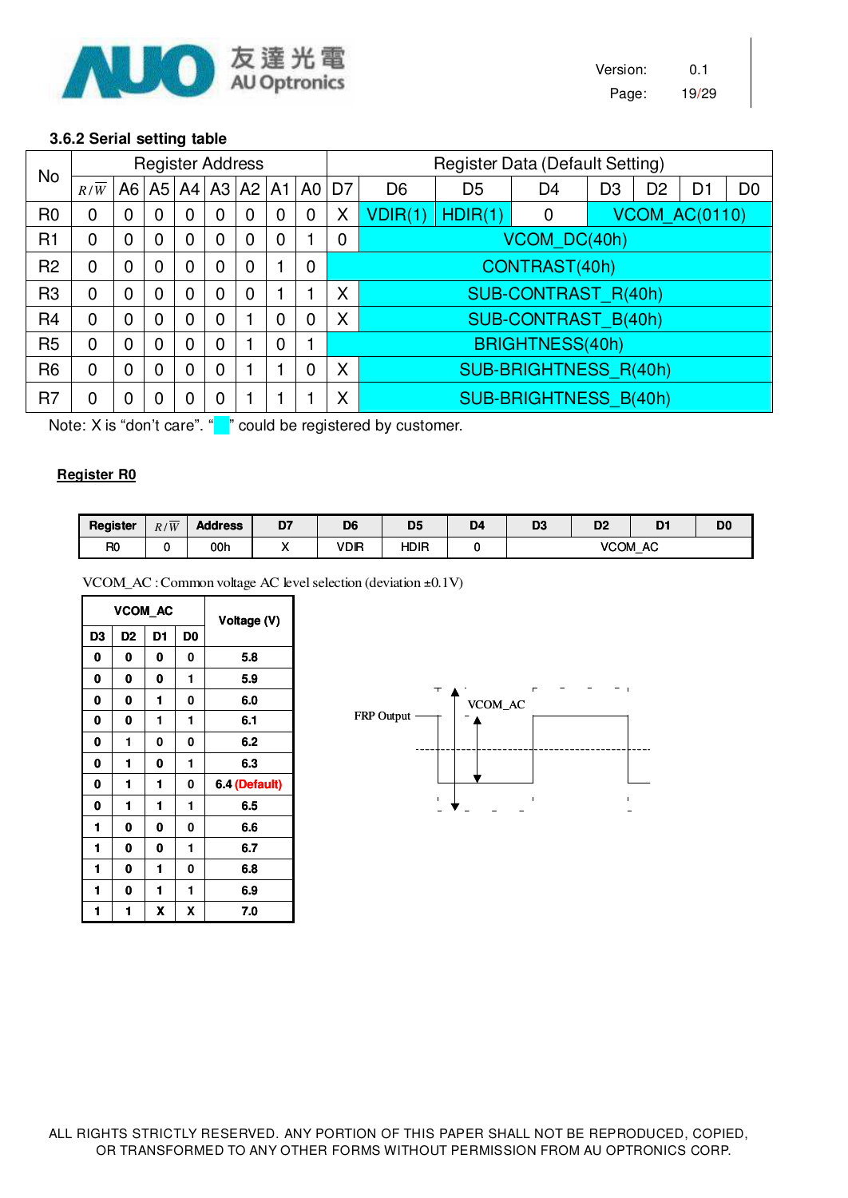### 3.6.2 Serial setting table

| No | Register Address | | | | | | | | Register Data (Default Setting) | | | | | | | |
|---|---|---|---|---|---|---|---|---|---|---|---|---|---|---|---|---|
| | $R/\overline{W}$ | A6 | A5 | A4 | A3 | A2 | A1 | A0 | D7 | D6 | D5 | D4 | D3 | D2 | D1 | D0 |
| R0 | 0 | 0 | 0 | 0 | 0 | 0 | 0 | 0 | X | VDIR(1) | HDIR(1) | 0 | VCOM_AC(0110) | | | |
| R1 | 0 | 0 | 0 | 0 | 0 | 0 | 0 | 1 | 0 | VCOM_DC(40h) | | | | | | |
| R2 | 0 | 0 | 0 | 0 | 0 | 0 | 1 | 0 | CONTRAST(40h) | | | | | | | |
| R3 | 0 | 0 | 0 | 0 | 0 | 0 | 1 | 1 | X | SUB-CONTRAST_R(40h) | | | | | | |
| R4 | 0 | 0 | 0 | 0 | 0 | 1 | 0 | 0 | X | SUB-CONTRAST_B(40h) | | | | | | |
| R5 | 0 | 0 | 0 | 0 | 0 | 1 | 0 | 1 | BRIGHTNESS(40h) | | | | | | | |
| R6 | 0 | 0 | 0 | 0 | 0 | 1 | 1 | 0 | X | SUB-BRIGHTNESS_R(40h) | | | | | | |
| R7 | 0 | 0 | 0 | 0 | 0 | 1 | 1 | 1 | X | SUB-BRIGHTNESS_B(40h) | | | | | | |

Note: X is "don't care". " " could be registered by customer.

**Register R0**

| Register | $R/\overline{W}$ | Address | D7 | D6 | D5 | D4 | D3 | D2 | D1 | D0 |
|---|---|---|---|---|---|---|---|---|---|---|
| R0 | 0 | 00h | X | VDIR | HDIR | 0 | VCOM_AC | | | |

VCOM_AC : Common voltage AC level selection (deviation ±0.1V)

| D3 | D2 | D1 | D0 | Voltage (V) |
|---|---|---|---|---|
| 0 | 0 | 0 | 0 | 5.8 |
| 0 | 0 | 0 | 1 | 5.9 |
| 0 | 0 | 1 | 0 | 6.0 |
| 0 | 0 | 1 | 1 | 6.1 |
| 0 | 1 | 0 | 0 | 6.2 |
| 0 | 1 | 0 | 1 | 6.3 |
| 0 | 1 | 1 | 0 | 6.4 (Default) |
| 0 | 1 | 1 | 1 | 6.5 |
| 1 | 0 | 0 | 0 | 6.6 |
| 1 | 0 | 0 | 1 | 6.7 |
| 1 | 0 | 1 | 0 | 6.8 |
| 1 | 0 | 1 | 1 | 6.9 |
| 1 | 1 | X | X | 7.0 |

FRP Output

VCOM_AC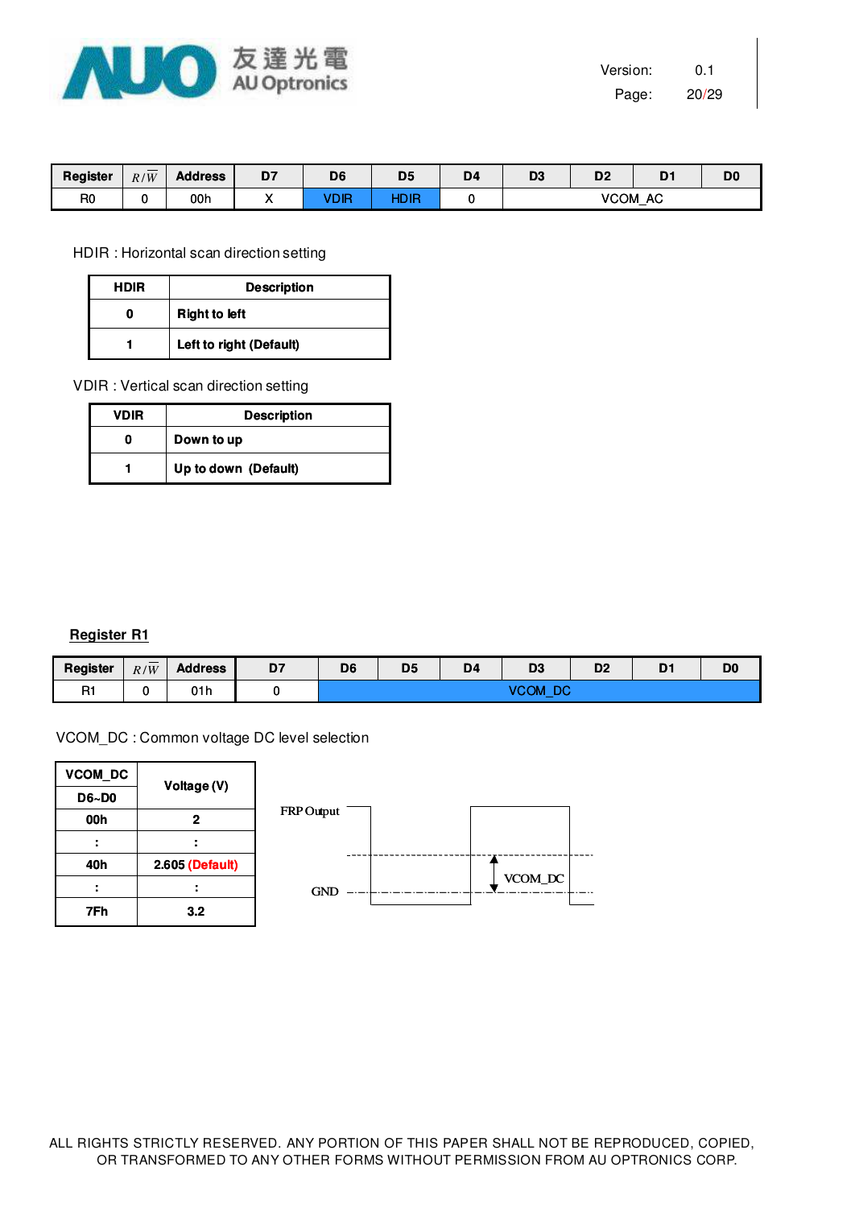| Register | $R/\overline{W}$ | Address | D7 | D6 | D5 | D4 | D3 | D2 | D1 | D0 |
|---|---|---|---|---|---|---|---|---|---|---|
| R0 | 0 | 00h | X | VDIR | HDIR | 0 | VCOM_AC | | | |

HDIR : Horizontal scan direction setting

| HDIR | Description |
|---|---|
| 0 | Right to left |
| 1 | Left to right (Default) |

VDIR : Vertical scan direction setting

| VDIR | Description |
|---|---|
| 0 | Down to up |
| 1 | Up to down (Default) |

## Register R1

| Register | $R/\overline{W}$ | Address | D7 | D6 | D5 | D4 | D3 | D2 | D1 | D0 |
|---|---|---|---|---|---|---|---|---|---|---|
| R1 | 0 | 01h | 0 | VCOM_DC | | | | | | |

VCOM_DC : Common voltage DC level selection

| VCOM_DC D6~D0 | Voltage (V) |
|---|---|
| 00h | 2 |
| : | : |
| 40h | 2.605 (Default) |
| : | : |
| 7Fh | 3.2 |

FRP Output

VCOM_DC

GND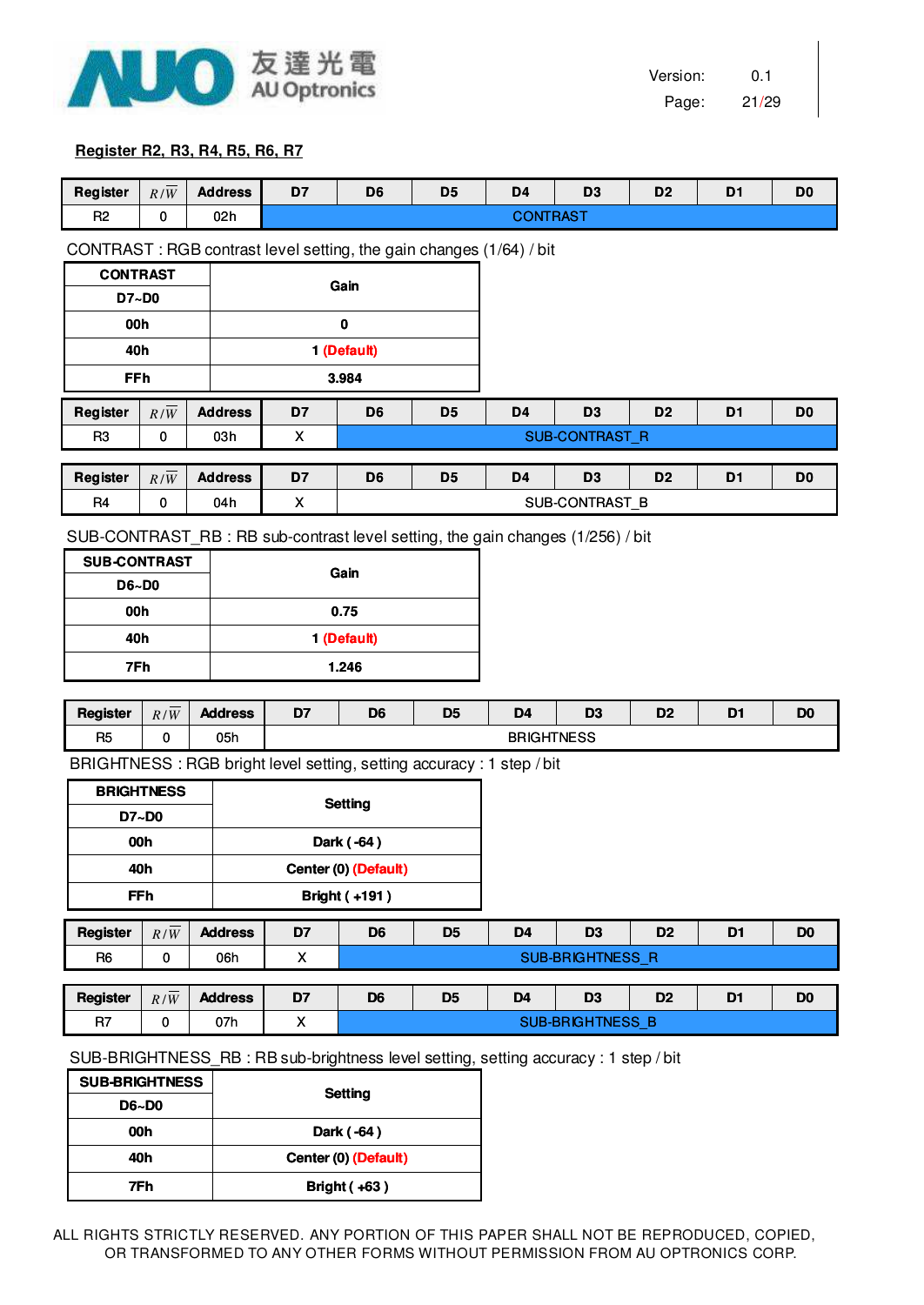**Register R2, R3, R4, R5, R6, R7**

| Register | $R/\overline{W}$ | Address | D7 | D6 | D5 | D4 | D3 | D2 | D1 | D0 |
|---|---|---|---|---|---|---|---|---|---|---|
| R2 | 0 | 02h | CONTRAST | | | | | | | |

CONTRAST : RGB contrast level setting, the gain changes (1/64) / bit

| CONTRAST D7~D0 | Gain |
|---|---|
| 00h | 0 |
| 40h | 1 (Default) |
| FFh | 3.984 |

| Register | $R/\overline{W}$ | Address | D7 | D6 | D5 | D4 | D3 | D2 | D1 | D0 |
|---|---|---|---|---|---|---|---|---|---|---|
| R3 | 0 | 03h | X | SUB-CONTRAST_R | | | | | | |

| Register | $R/\overline{W}$ | Address | D7 | D6 | D5 | D4 | D3 | D2 | D1 | D0 |
|---|---|---|---|---|---|---|---|---|---|---|
| R4 | 0 | 04h | X | SUB-CONTRAST_B | | | | | | |

SUB-CONTRAST_RB : RB sub-contrast level setting, the gain changes (1/256) / bit

| SUB-CONTRAST D6~D0 | Gain |
|---|---|
| 00h | 0.75 |
| 40h | 1 (Default) |
| 7Fh | 1.246 |

| Register | $R/\overline{W}$ | Address | D7 | D6 | D5 | D4 | D3 | D2 | D1 | D0 |
|---|---|---|---|---|---|---|---|---|---|---|
| R5 | 0 | 05h | BRIGHTNESS | | | | | | | |

BRIGHTNESS : RGB bright level setting, setting accuracy : 1 step / bit

| BRIGHTNESS D7~D0 | Setting |
|---|---|
| 00h | Dark ( -64 ) |
| 40h | Center (0) (Default) |
| FFh | Bright ( +191 ) |

| Register | $R/\overline{W}$ | Address | D7 | D6 | D5 | D4 | D3 | D2 | D1 | D0 |
|---|---|---|---|---|---|---|---|---|---|---|
| R6 | 0 | 06h | X | SUB-BRIGHTNESS_R | | | | | | |

| Register | $R/\overline{W}$ | Address | D7 | D6 | D5 | D4 | D3 | D2 | D1 | D0 |
|---|---|---|---|---|---|---|---|---|---|---|
| R7 | 0 | 07h | X | SUB-BRIGHTNESS_B | | | | | | |

SUB-BRIGHTNESS_RB : RB sub-brightness level setting, setting accuracy : 1 step / bit

| SUB-BRIGHTNESS D6~D0 | Setting |
|---|---|
| 00h | Dark ( -64 ) |
| 40h | Center (0) (Default) |
| 7Fh | Bright ( +63 ) |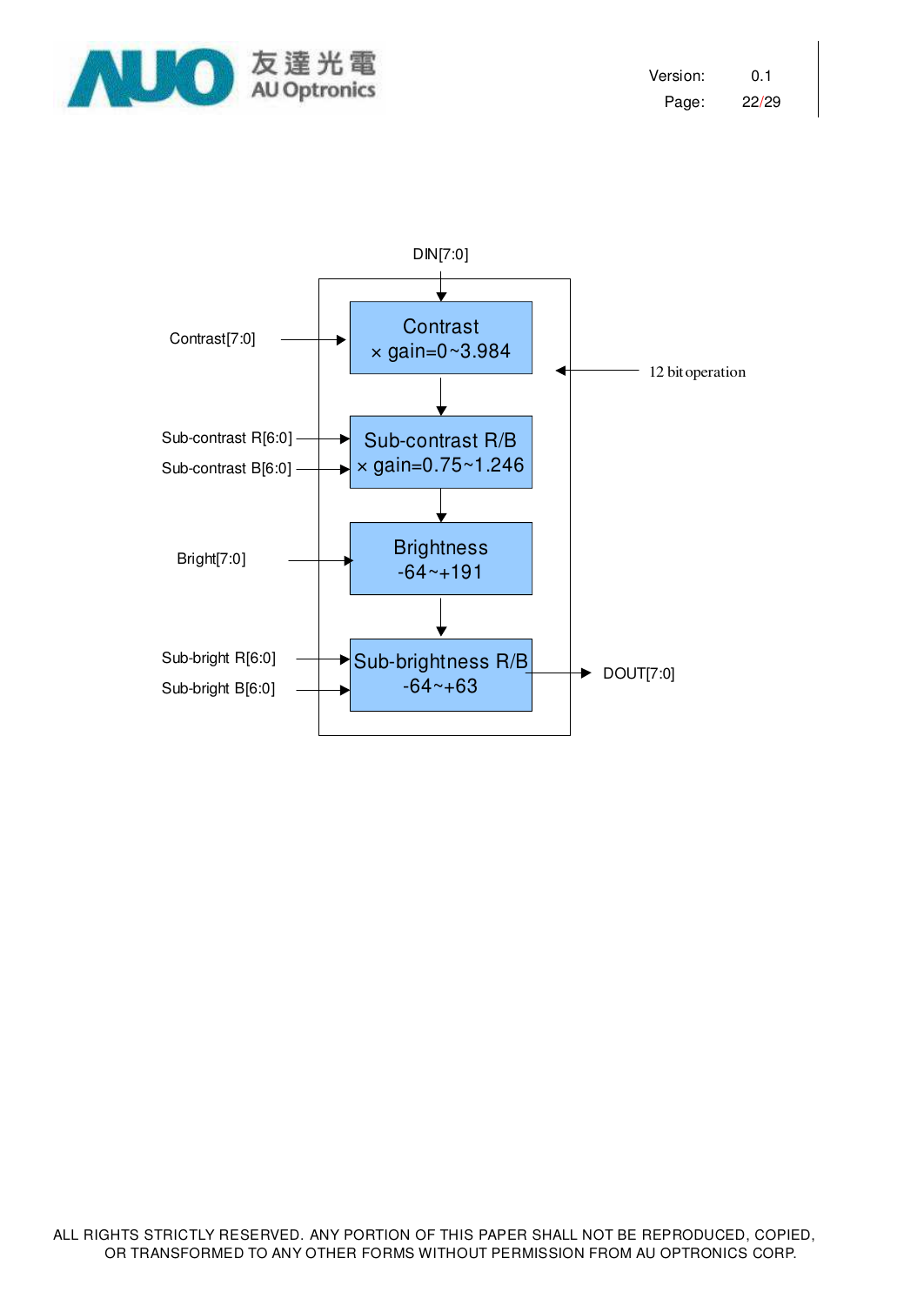DIN[7:0]

Contrast[7:0] → **Contrast × gain=0~3.984**

12 bit operation

Sub-contrast R[6:0]
Sub-contrast B[6:0] → **Sub-contrast R/B × gain=0.75~1.246**

Bright[7:0] → **Brightness -64~+191**

Sub-bright R[6:0]
Sub-bright B[6:0] → **Sub-brightness R/B -64~+63**

DOUT[7:0]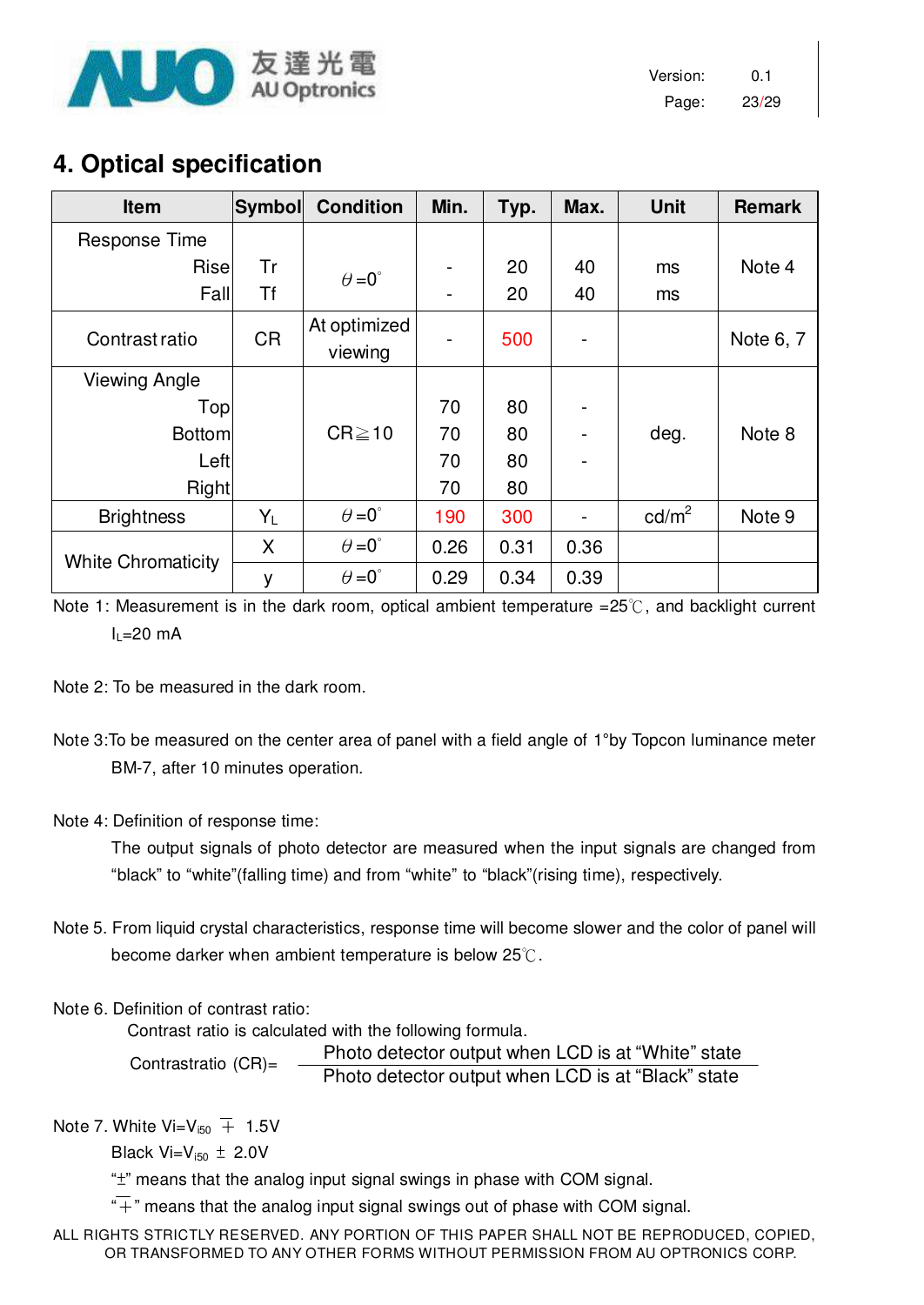# 4. Optical specification

| Item | Symbol | Condition | Min. | Typ. | Max. | Unit | Remark |
|---|---|---|---|---|---|---|---|
| Response Time Rise | Tr | $\theta$=0° | - | 20 | 40 | ms | Note 4 |
| Response Time Fall | Tf | $\theta$=0° | - | 20 | 40 | ms | Note 4 |
| Contrast ratio | CR | At optimized viewing | - | 500 | - | | Note 6, 7 |
| Viewing Angle Top | | CR≧10 | 70 | 80 | - | deg. | Note 8 |
| Viewing Angle Bottom | | CR≧10 | 70 | 80 | - | deg. | Note 8 |
| Viewing Angle Left | | CR≧10 | 70 | 80 | - | deg. | Note 8 |
| Viewing Angle Right | | CR≧10 | 70 | 80 | | deg. | Note 8 |
| Brightness | $Y_L$ | $\theta$=0° | 190 | 300 | - | cd/m² | Note 9 |
| White Chromaticity | X | $\theta$=0° | 0.26 | 0.31 | 0.36 | | |
| White Chromaticity | y | $\theta$=0° | 0.29 | 0.34 | 0.39 | | |

Note 1: Measurement is in the dark room, optical ambient temperature =25℃, and backlight current $I_L$=20 mA

Note 2: To be measured in the dark room.

Note 3:To be measured on the center area of panel with a field angle of 1°by Topcon luminance meter BM-7, after 10 minutes operation.

Note 4: Definition of response time:

The output signals of photo detector are measured when the input signals are changed from "black" to "white"(falling time) and from "white" to "black"(rising time), respectively.

Note 5. From liquid crystal characteristics, response time will become slower and the color of panel will become darker when ambient temperature is below 25℃.

Note 6. Definition of contrast ratio:

Contrast ratio is calculated with the following formula.

$$\text{Contrastratio (CR)} = \frac{\text{Photo detector output when LCD is at "White" state}}{\text{Photo detector output when LCD is at "Black" state}}$$

Note 7. White $Vi = V_{i50} \mp 1.5V$

Black $Vi = V_{i50} \pm 2.0V$

"±" means that the analog input signal swings in phase with COM signal.

"∓" means that the analog input signal swings out of phase with COM signal.

ALL RIGHTS STRICTLY RESERVED. ANY PORTION OF THIS PAPER SHALL NOT BE REPRODUCED, COPIED, OR TRANSFORMED TO ANY OTHER FORMS WITHOUT PERMISSION FROM AU OPTRONICS CORP.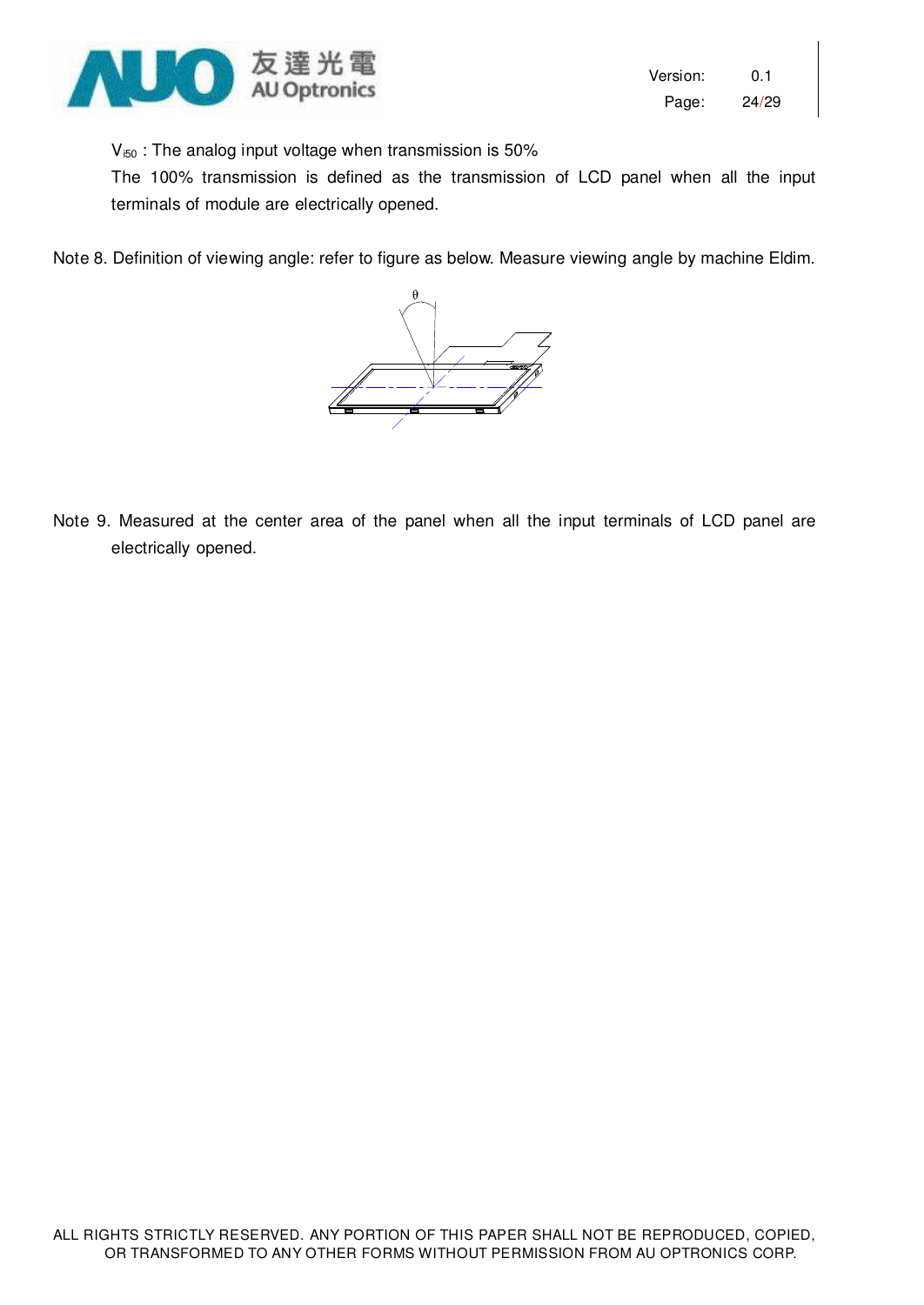$V_{i50}$ : The analog input voltage when transmission is 50%

The 100% transmission is defined as the transmission of LCD panel when all the input terminals of module are electrically opened.

Note 8. Definition of viewing angle: refer to figure as below. Measure viewing angle by machine Eldim.

Note 9. Measured at the center area of the panel when all the input terminals of LCD panel are electrically opened.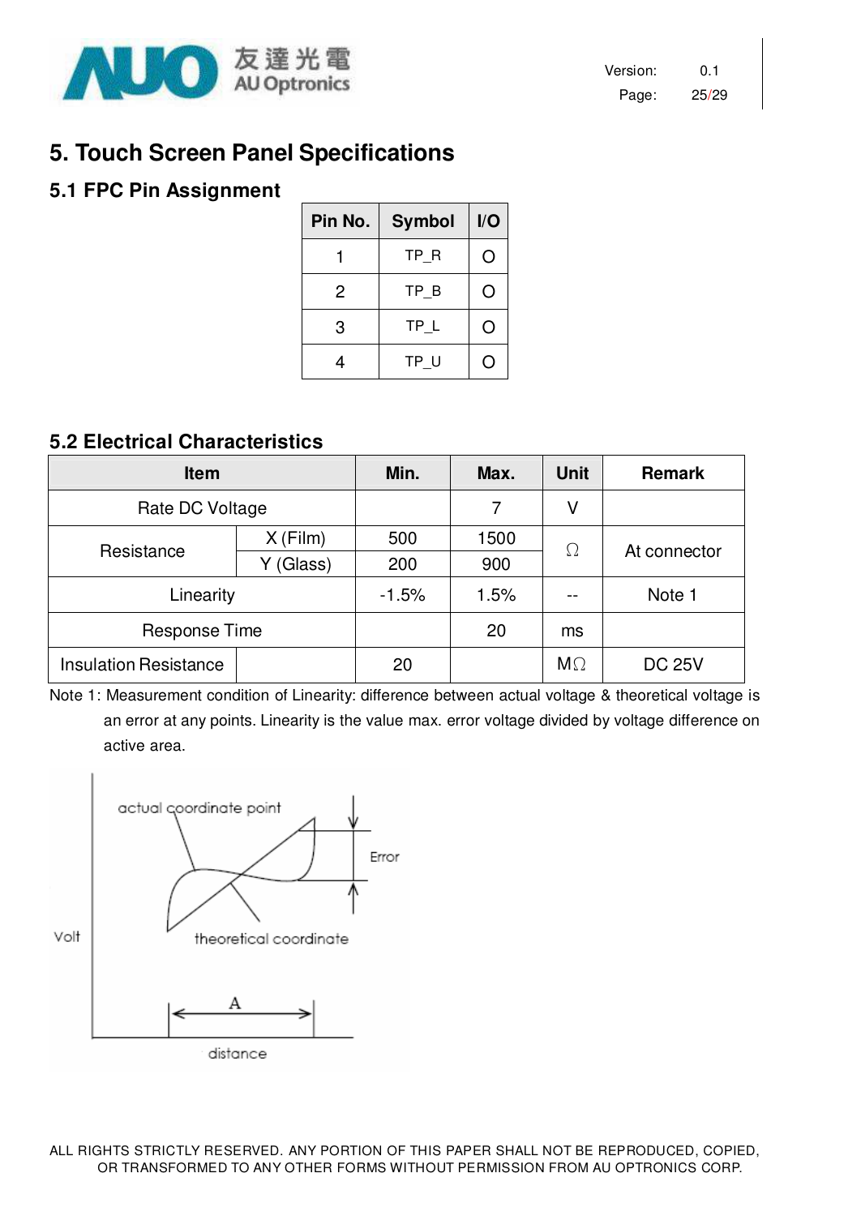# 5. Touch Screen Panel Specifications

## 5.1 FPC Pin Assignment

| Pin No. | Symbol | I/O |
|---|---|---|
| 1 | TP_R | O |
| 2 | TP_B | O |
| 3 | TP_L | O |
| 4 | TP_U | O |

## 5.2 Electrical Characteristics

| Item | | Min. | Max. | Unit | Remark |
|---|---|---|---|---|---|
| Rate DC Voltage | | | 7 | V | |
| Resistance | X (Film) | 500 | 1500 | Ω | At connector |
| | Y (Glass) | 200 | 900 | | |
| Linearity | | -1.5% | 1.5% | -- | Note 1 |
| Response Time | | | 20 | ms | |
| Insulation Resistance | | 20 | | MΩ | DC 25V |

Note 1: Measurement condition of Linearity: difference between actual voltage & theoretical voltage is an error at any points. Linearity is the value max. error voltage divided by voltage difference on active area.

actual coordinate point

Error

Volt

theoretical coordinate

A

distance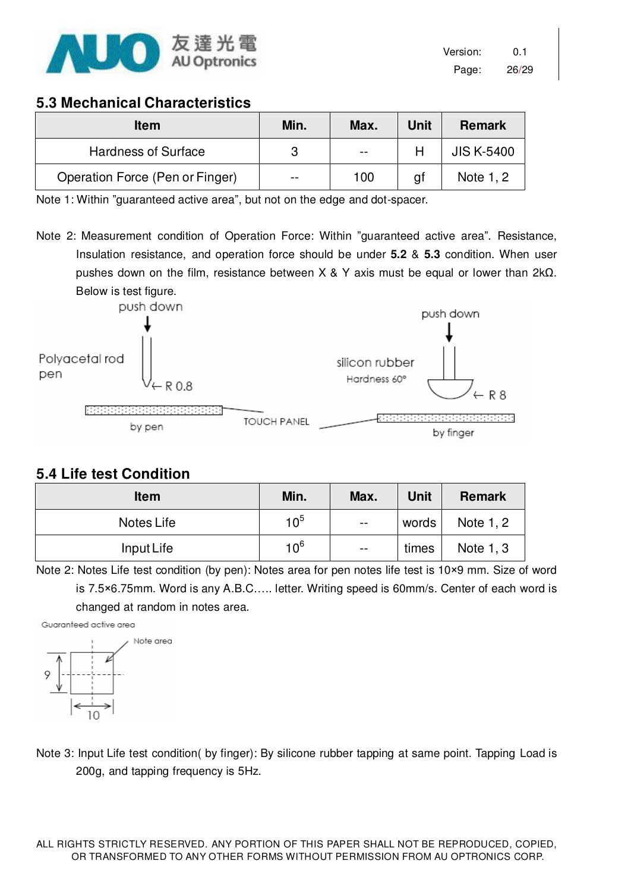## 5.3 Mechanical Characteristics

| Item | Min. | Max. | Unit | Remark |
|---|---|---|---|---|
| Hardness of Surface | 3 | -- | H | JIS K-5400 |
| Operation Force (Pen or Finger) | -- | 100 | gf | Note 1, 2 |

Note 1: Within "guaranteed active area", but not on the edge and dot-spacer.

Note 2: Measurement condition of Operation Force: Within "guaranteed active area". Resistance, Insulation resistance, and operation force should be under **5.2** & **5.3** condition. When user pushes down on the film, resistance between X & Y axis must be equal or lower than 2kΩ. Below is test figure.

push down

Polyacetal rod pen

← R 0.8

by pen

TOUCH PANEL

push down

silicon rubber

Hardness 60°

← R 8

by finger

## 5.4 Life test Condition

| Item | Min. | Max. | Unit | Remark |
|---|---|---|---|---|
| Notes Life | $10^5$ | -- | words | Note 1, 2 |
| Input Life | $10^6$ | -- | times | Note 1, 3 |

Note 2: Notes Life test condition (by pen): Notes area for pen notes life test is 10×9 mm. Size of word is 7.5×6.75mm. Word is any A.B.C….. letter. Writing speed is 60mm/s. Center of each word is changed at random in notes area.

Guaranteed active area

Note area

9

10

Note 3: Input Life test condition( by finger): By silicone rubber tapping at same point. Tapping Load is 200g, and tapping frequency is 5Hz.

ALL RIGHTS STRICTLY RESERVED. ANY PORTION OF THIS PAPER SHALL NOT BE REPRODUCED, COPIED, OR TRANSFORMED TO ANY OTHER FORMS WITHOUT PERMISSION FROM AU OPTRONICS CORP.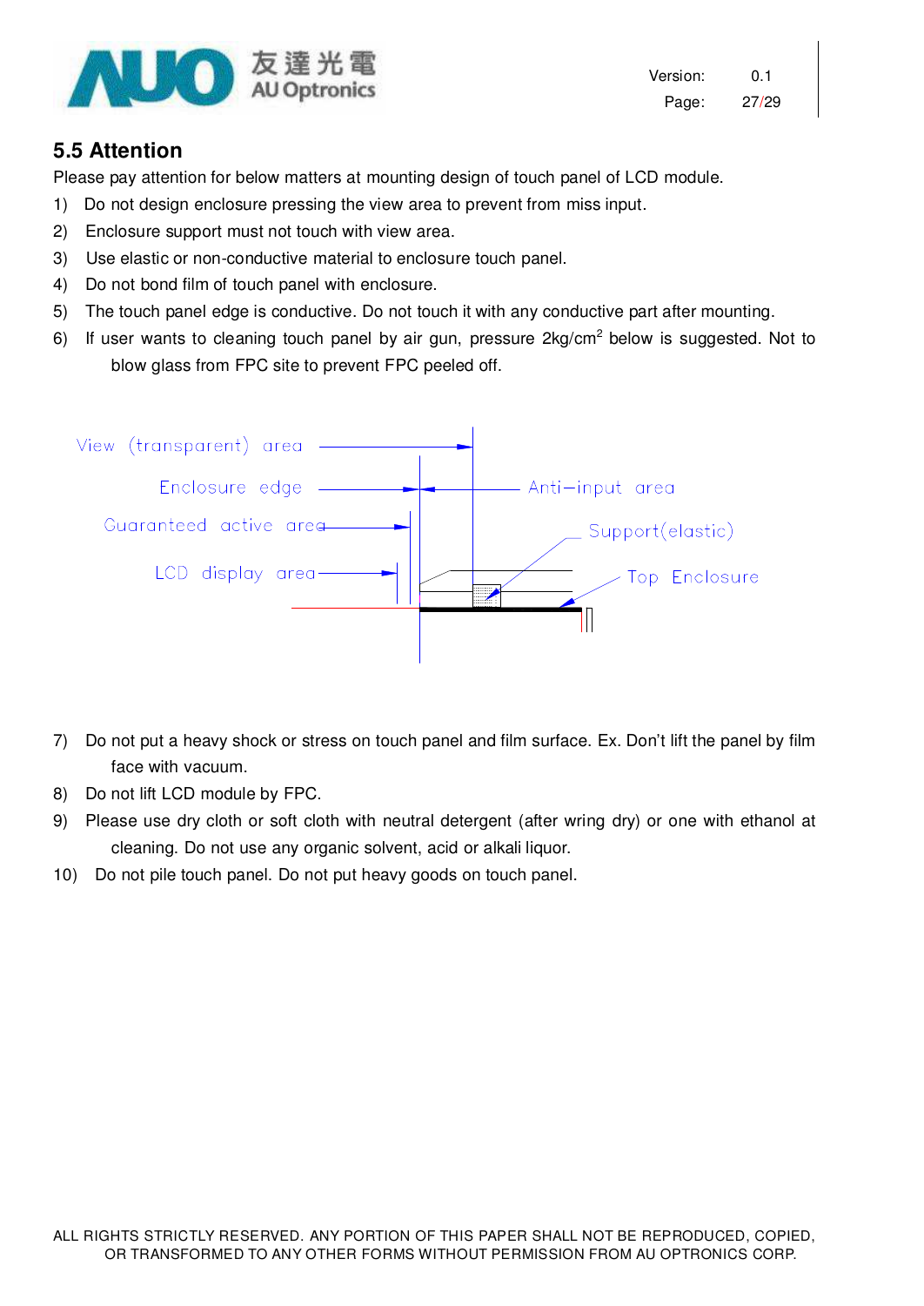## 5.5 Attention

Please pay attention for below matters at mounting design of touch panel of LCD module.

1) Do not design enclosure pressing the view area to prevent from miss input.
2) Enclosure support must not touch with view area.
3) Use elastic or non-conductive material to enclosure touch panel.
4) Do not bond film of touch panel with enclosure.
5) The touch panel edge is conductive. Do not touch it with any conductive part after mounting.
6) If user wants to cleaning touch panel by air gun, pressure $2kg/cm^2$ below is suggested. Not to blow glass from FPC site to prevent FPC peeled off.

View (transparent) area

Enclosure edge

Anti–input area

Guaranteed active area

Support(elastic)

LCD display area

Top Enclosure

7) Do not put a heavy shock or stress on touch panel and film surface. Ex. Don't lift the panel by film face with vacuum.
8) Do not lift LCD module by FPC.
9) Please use dry cloth or soft cloth with neutral detergent (after wring dry) or one with ethanol at cleaning. Do not use any organic solvent, acid or alkali liquor.
10) Do not pile touch panel. Do not put heavy goods on touch panel.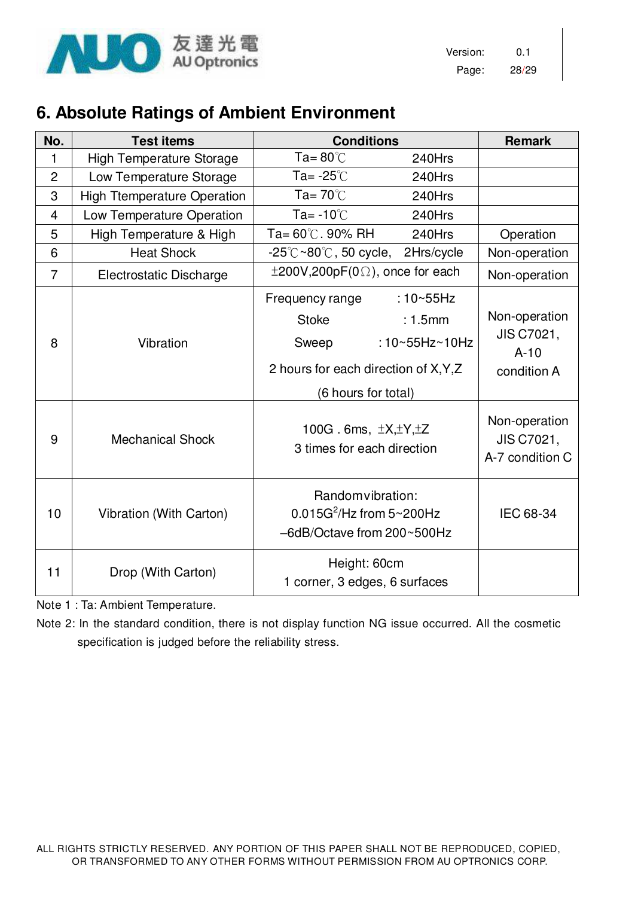# 6. Absolute Ratings of Ambient Environment

| No. | Test items | Conditions | Remark |
|---|---|---|---|
| 1 | High Temperature Storage | Ta= 80℃ 240Hrs | |
| 2 | Low Temperature Storage | Ta= -25℃ 240Hrs | |
| 3 | High Ttemperature Operation | Ta= 70℃ 240Hrs | |
| 4 | Low Temperature Operation | Ta= -10℃ 240Hrs | |
| 5 | High Temperature & High | Ta= 60℃. 90% RH 240Hrs | Operation |
| 6 | Heat Shock | -25℃~80℃, 50 cycle, 2Hrs/cycle | Non-operation |
| 7 | Electrostatic Discharge | ±200V,200pF(0Ω), once for each | Non-operation |
| 8 | Vibration | Frequency range : 10~55Hz<br>Stoke : 1.5mm<br>Sweep : 10~55Hz~10Hz<br>2 hours for each direction of X,Y,Z<br>(6 hours for total) | Non-operation<br>JIS C7021,<br>A-10<br>condition A |
| 9 | Mechanical Shock | 100G . 6ms, ±X,±Y,±Z<br>3 times for each direction | Non-operation<br>JIS C7021,<br>A-7 condition C |
| 10 | Vibration (With Carton) | Randomvibration:<br>0.015G$^2$/Hz from 5~200Hz<br>–6dB/Octave from 200~500Hz | IEC 68-34 |
| 11 | Drop (With Carton) | Height: 60cm<br>1 corner, 3 edges, 6 surfaces | |

Note 1 : Ta: Ambient Temperature.

Note 2: In the standard condition, there is not display function NG issue occurred. All the cosmetic specification is judged before the reliability stress.

ALL RIGHTS STRICTLY RESERVED. ANY PORTION OF THIS PAPER SHALL NOT BE REPRODUCED, COPIED, OR TRANSFORMED TO ANY OTHER FORMS WITHOUT PERMISSION FROM AU OPTRONICS CORP.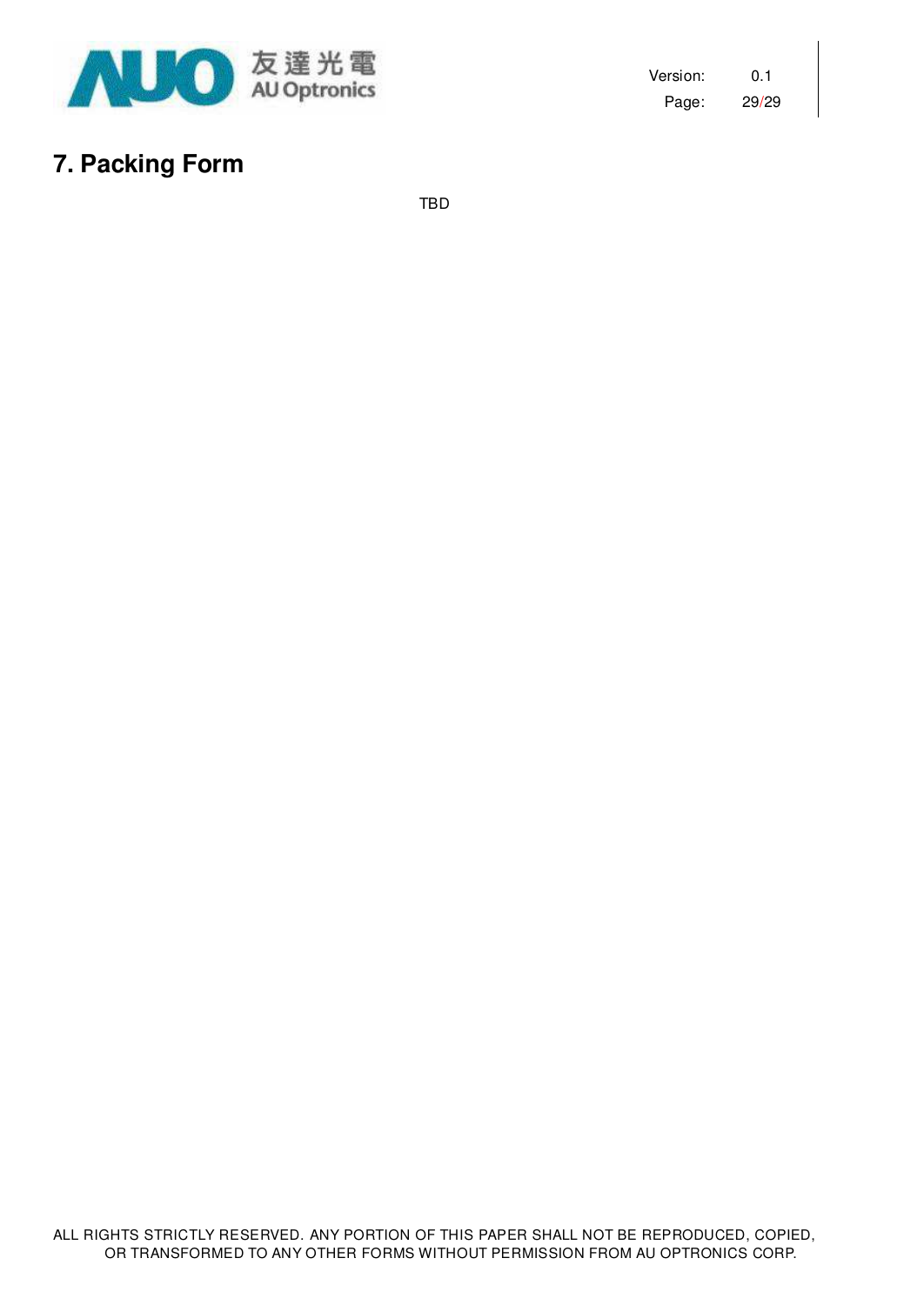# 7. Packing Form

TBD